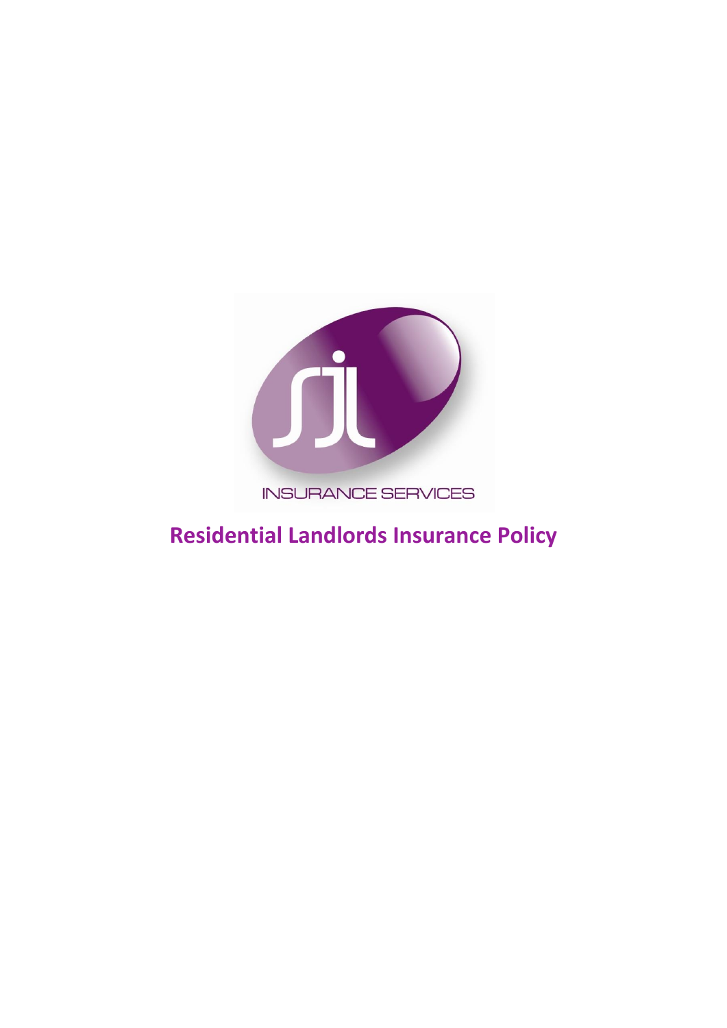INSURANCE SERVICES

# Residential Landlords Insurance Policy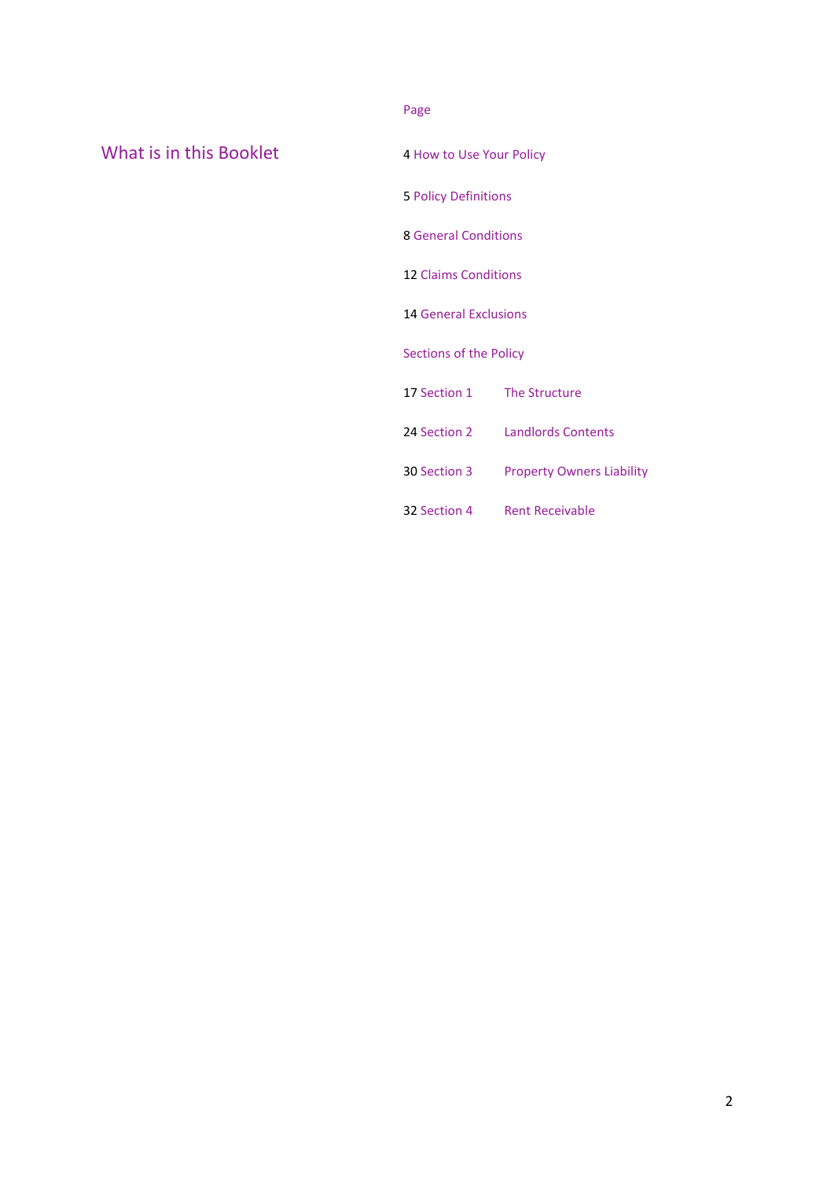## What is in this Booklet

| Page | | |
|---|---|---|
| 4 | How to Use Your Policy | |
| 5 | Policy Definitions | |
| 8 | General Conditions | |
| 12 | Claims Conditions | |
| 14 | General Exclusions | |
| | **Sections of the Policy** | |
| 17 | Section 1 | The Structure |
| 24 | Section 2 | Landlords Contents |
| 30 | Section 3 | Property Owners Liability |
| 32 | Section 4 | Rent Receivable |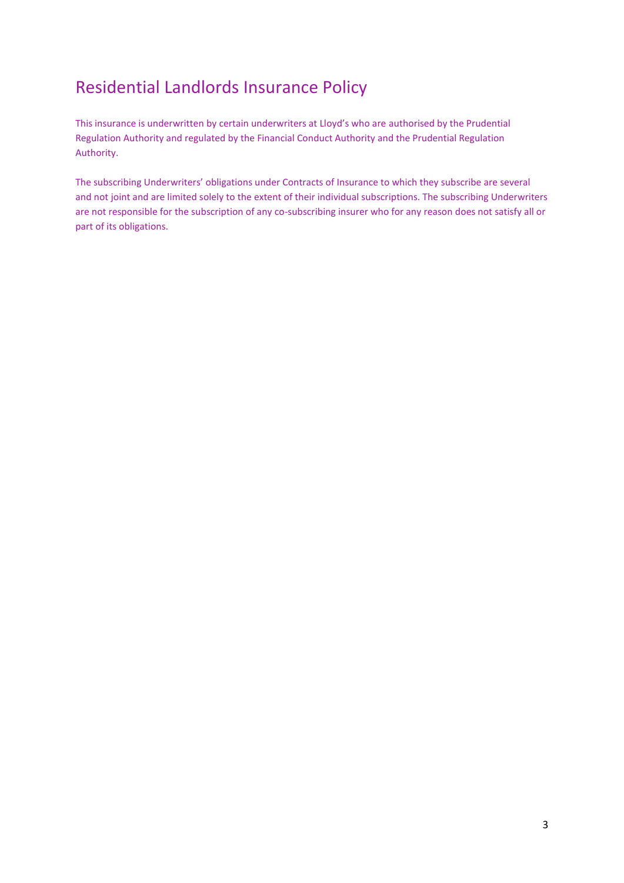# Residential Landlords Insurance Policy

This insurance is underwritten by certain underwriters at Lloyd's who are authorised by the Prudential Regulation Authority and regulated by the Financial Conduct Authority and the Prudential Regulation Authority.

The subscribing Underwriters' obligations under Contracts of Insurance to which they subscribe are several and not joint and are limited solely to the extent of their individual subscriptions. The subscribing Underwriters are not responsible for the subscription of any co-subscribing insurer who for any reason does not satisfy all or part of its obligations.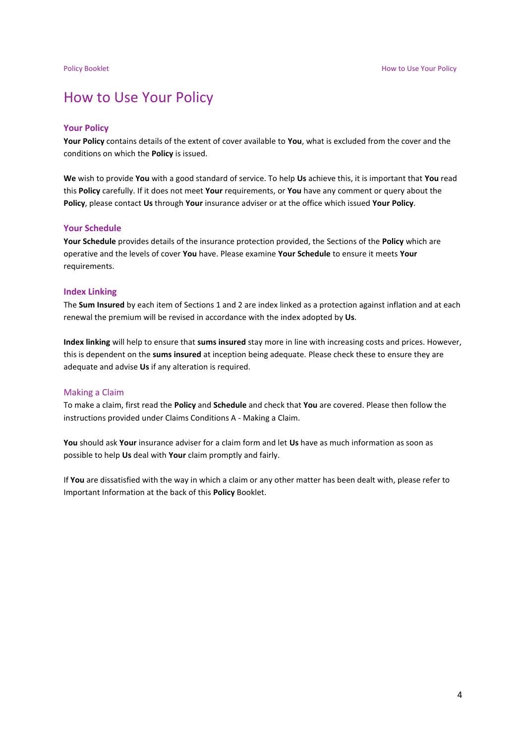# How to Use Your Policy

## Your Policy

**Your Policy** contains details of the extent of cover available to **You**, what is excluded from the cover and the conditions on which the **Policy** is issued.

**We** wish to provide **You** with a good standard of service. To help **Us** achieve this, it is important that **You** read this **Policy** carefully. If it does not meet **Your** requirements, or **You** have any comment or query about the **Policy**, please contact **Us** through **Your** insurance adviser or at the office which issued **Your Policy**.

## Your Schedule

**Your Schedule** provides details of the insurance protection provided, the Sections of the **Policy** which are operative and the levels of cover **You** have. Please examine **Your Schedule** to ensure it meets **Your** requirements.

## Index Linking

The **Sum Insured** by each item of Sections 1 and 2 are index linked as a protection against inflation and at each renewal the premium will be revised in accordance with the index adopted by **Us**.

**Index linking** will help to ensure that **sums insured** stay more in line with increasing costs and prices. However, this is dependent on the **sums insured** at inception being adequate. Please check these to ensure they are adequate and advise **Us** if any alteration is required.

## Making a Claim

To make a claim, first read the **Policy** and **Schedule** and check that **You** are covered. Please then follow the instructions provided under Claims Conditions A - Making a Claim.

**You** should ask **Your** insurance adviser for a claim form and let **Us** have as much information as soon as possible to help **Us** deal with **Your** claim promptly and fairly.

If **You** are dissatisfied with the way in which a claim or any other matter has been dealt with, please refer to Important Information at the back of this **Policy** Booklet.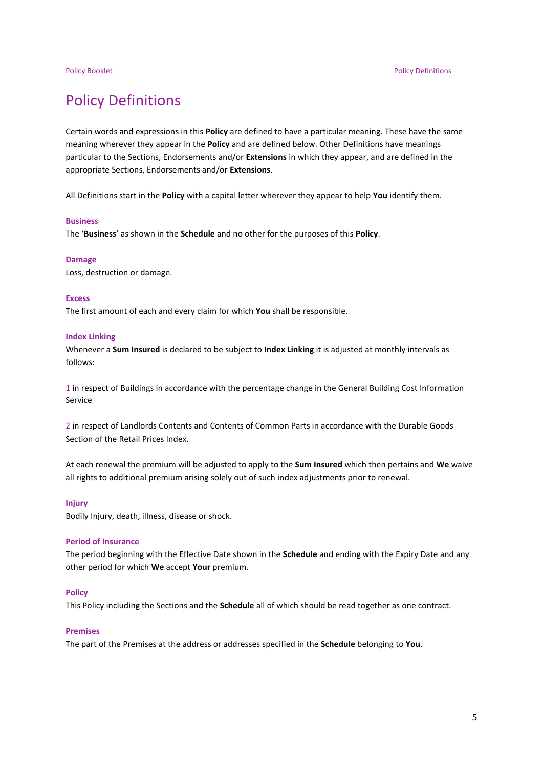# Policy Definitions

Certain words and expressions in this **Policy** are defined to have a particular meaning. These have the same meaning wherever they appear in the **Policy** and are defined below. Other Definitions have meanings particular to the Sections, Endorsements and/or **Extensions** in which they appear, and are defined in the appropriate Sections, Endorsements and/or **Extensions**.

All Definitions start in the **Policy** with a capital letter wherever they appear to help **You** identify them.

### Business

The '**Business**' as shown in the **Schedule** and no other for the purposes of this **Policy**.

### Damage

Loss, destruction or damage.

### Excess

The first amount of each and every claim for which **You** shall be responsible.

### Index Linking

Whenever a **Sum Insured** is declared to be subject to **Index Linking** it is adjusted at monthly intervals as follows:

1 in respect of Buildings in accordance with the percentage change in the General Building Cost Information Service

2 in respect of Landlords Contents and Contents of Common Parts in accordance with the Durable Goods Section of the Retail Prices Index.

At each renewal the premium will be adjusted to apply to the **Sum Insured** which then pertains and **We** waive all rights to additional premium arising solely out of such index adjustments prior to renewal.

### Injury

Bodily Injury, death, illness, disease or shock.

### Period of Insurance

The period beginning with the Effective Date shown in the **Schedule** and ending with the Expiry Date and any other period for which **We** accept **Your** premium.

### Policy

This Policy including the Sections and the **Schedule** all of which should be read together as one contract.

### Premises

The part of the Premises at the address or addresses specified in the **Schedule** belonging to **You**.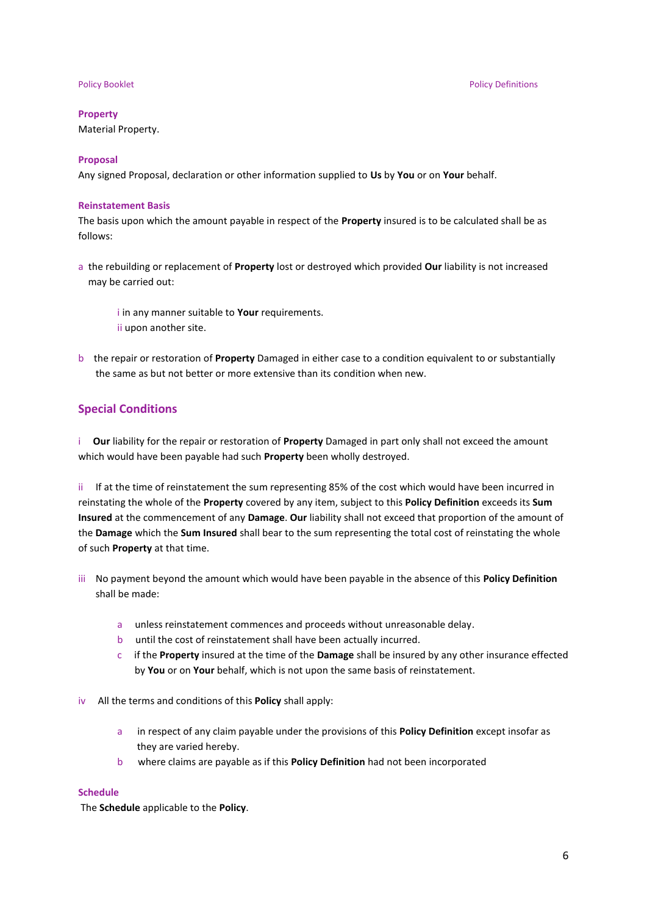**Property**
Material Property.

**Proposal**
Any signed Proposal, declaration or other information supplied to **Us** by **You** or on **Your** behalf.

**Reinstatement Basis**
The basis upon which the amount payable in respect of the **Property** insured is to be calculated shall be as follows:

a the rebuilding or replacement of **Property** lost or destroyed which provided **Our** liability is not increased may be carried out:

- i in any manner suitable to **Your** requirements.
- ii upon another site.

b the repair or restoration of **Property** Damaged in either case to a condition equivalent to or substantially the same as but not better or more extensive than its condition when new.

## Special Conditions

i **Our** liability for the repair or restoration of **Property** Damaged in part only shall not exceed the amount which would have been payable had such **Property** been wholly destroyed.

ii If at the time of reinstatement the sum representing 85% of the cost which would have been incurred in reinstating the whole of the **Property** covered by any item, subject to this **Policy Definition** exceeds its **Sum Insured** at the commencement of any **Damage**. **Our** liability shall not exceed that proportion of the amount of the **Damage** which the **Sum Insured** shall bear to the sum representing the total cost of reinstating the whole of such **Property** at that time.

iii No payment beyond the amount which would have been payable in the absence of this **Policy Definition** shall be made:

- a unless reinstatement commences and proceeds without unreasonable delay.
- b until the cost of reinstatement shall have been actually incurred.
- c if the **Property** insured at the time of the **Damage** shall be insured by any other insurance effected by **You** or on **Your** behalf, which is not upon the same basis of reinstatement.

iv All the terms and conditions of this **Policy** shall apply:

- a in respect of any claim payable under the provisions of this **Policy Definition** except insofar as they are varied hereby.
- b where claims are payable as if this **Policy Definition** had not been incorporated

**Schedule**
The **Schedule** applicable to the **Policy**.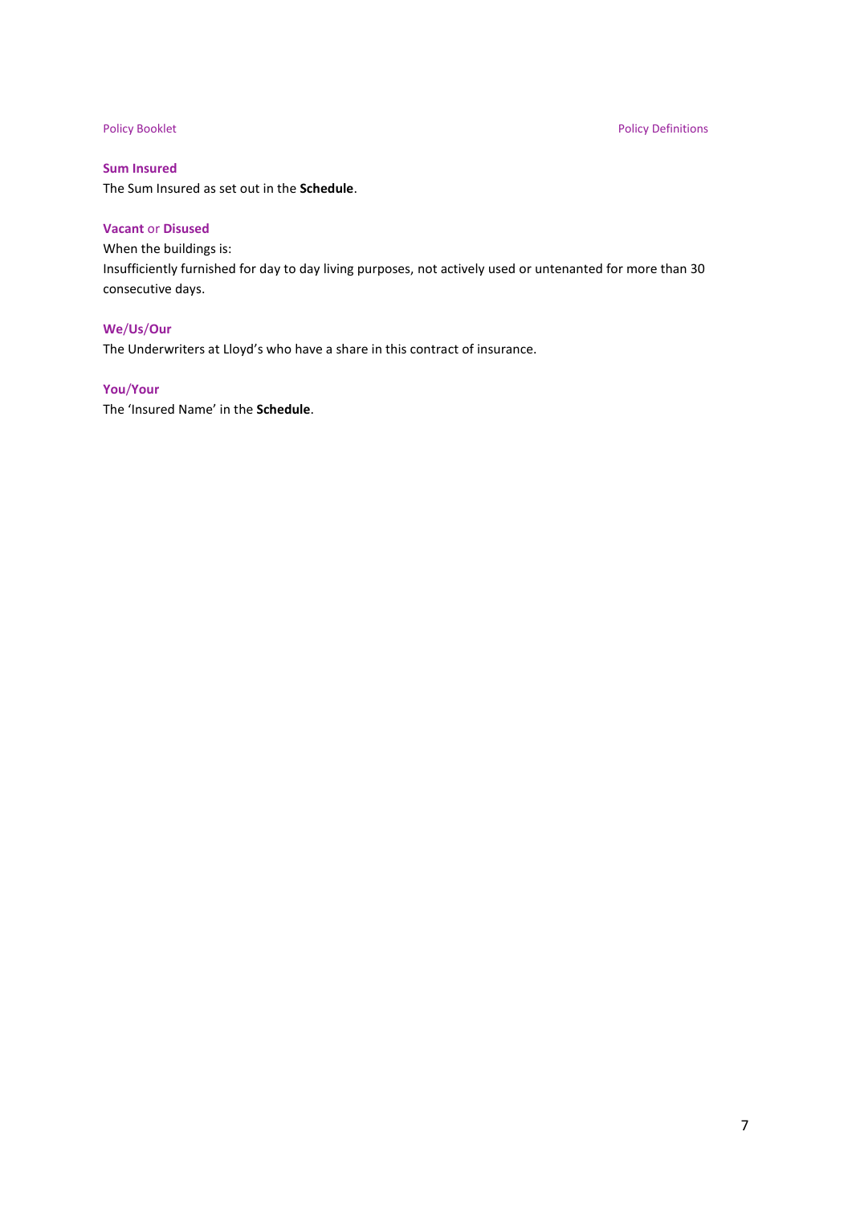**Sum Insured**

The Sum Insured as set out in the **Schedule**.

**Vacant** or **Disused**

When the buildings is:

Insufficiently furnished for day to day living purposes, not actively used or untenanted for more than 30 consecutive days.

**We**/**Us**/**Our**

The Underwriters at Lloyd's who have a share in this contract of insurance.

**You**/**Your**

The 'Insured Name' in the **Schedule**.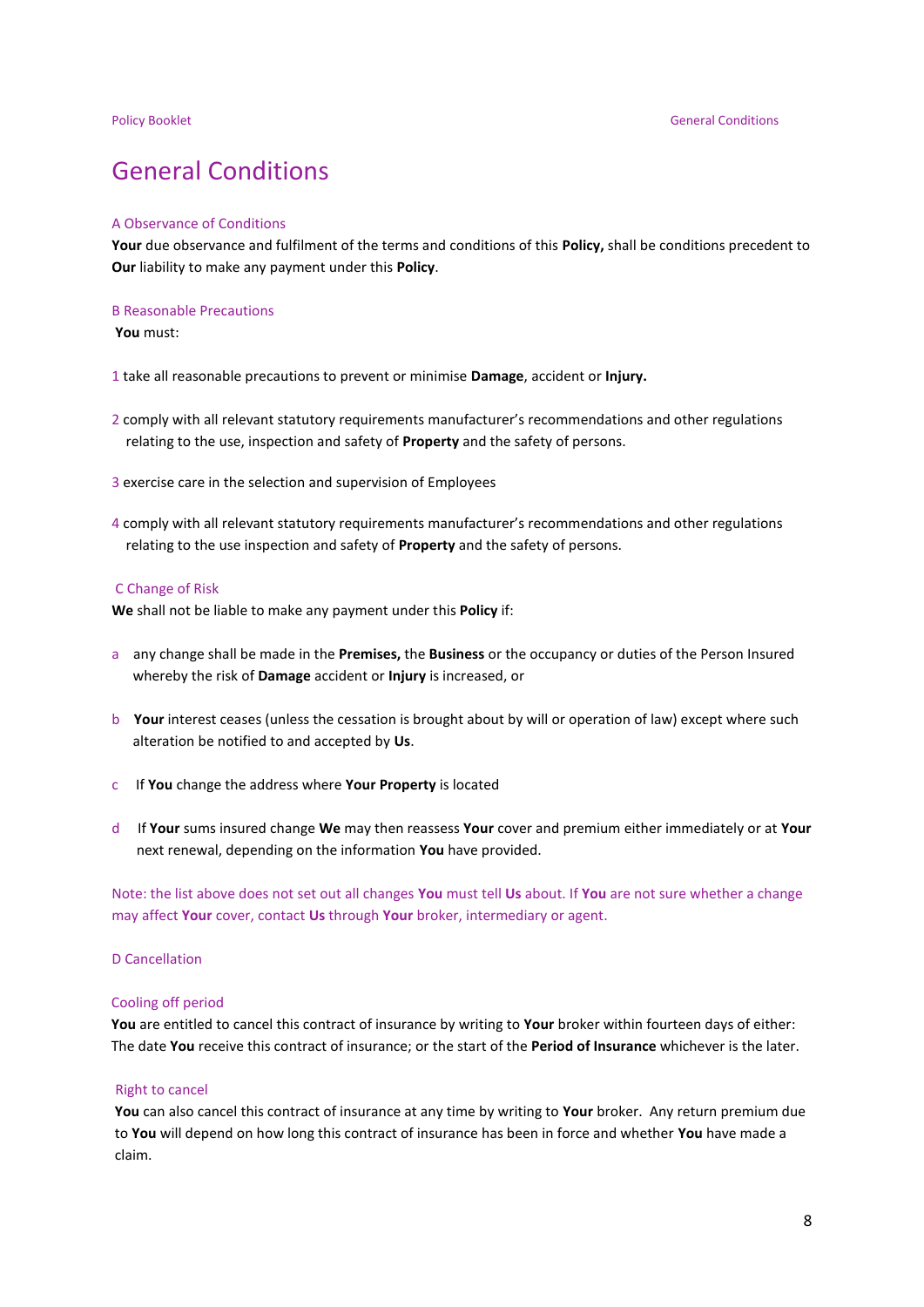# General Conditions

## A Observance of Conditions

**Your** due observance and fulfilment of the terms and conditions of this **Policy,** shall be conditions precedent to **Our** liability to make any payment under this **Policy**.

## B Reasonable Precautions

**You** must:

1 take all reasonable precautions to prevent or minimise **Damage**, accident or **Injury.**

2 comply with all relevant statutory requirements manufacturer's recommendations and other regulations relating to the use, inspection and safety of **Property** and the safety of persons.

3 exercise care in the selection and supervision of Employees

4 comply with all relevant statutory requirements manufacturer's recommendations and other regulations relating to the use inspection and safety of **Property** and the safety of persons.

## C Change of Risk

**We** shall not be liable to make any payment under this **Policy** if:

a any change shall be made in the **Premises,** the **Business** or the occupancy or duties of the Person Insured whereby the risk of **Damage** accident or **Injury** is increased, or

b **Your** interest ceases (unless the cessation is brought about by will or operation of law) except where such alteration be notified to and accepted by **Us**.

c If **You** change the address where **Your Property** is located

d If **Your** sums insured change **We** may then reassess **Your** cover and premium either immediately or at **Your** next renewal, depending on the information **You** have provided.

Note: the list above does not set out all changes **You** must tell **Us** about. If **You** are not sure whether a change may affect **Your** cover, contact **Us** through **Your** broker, intermediary or agent.

## D Cancellation

### Cooling off period

**You** are entitled to cancel this contract of insurance by writing to **Your** broker within fourteen days of either: The date **You** receive this contract of insurance; or the start of the **Period of Insurance** whichever is the later.

### Right to cancel

**You** can also cancel this contract of insurance at any time by writing to **Your** broker. Any return premium due to **You** will depend on how long this contract of insurance has been in force and whether **You** have made a claim.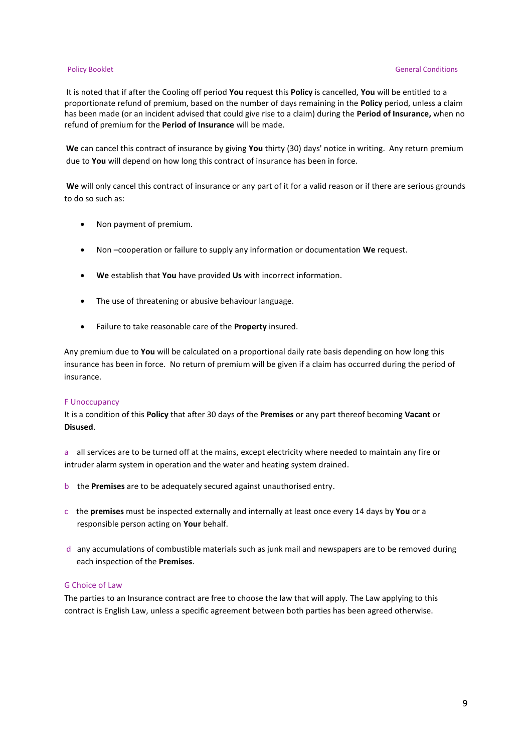It is noted that if after the Cooling off period **You** request this **Policy** is cancelled, **You** will be entitled to a proportionate refund of premium, based on the number of days remaining in the **Policy** period, unless a claim has been made (or an incident advised that could give rise to a claim) during the **Period of Insurance,** when no refund of premium for the **Period of Insurance** will be made.

**We** can cancel this contract of insurance by giving **You** thirty (30) days' notice in writing. Any return premium due to **You** will depend on how long this contract of insurance has been in force.

**We** will only cancel this contract of insurance or any part of it for a valid reason or if there are serious grounds to do so such as:

- Non payment of premium.
- Non –cooperation or failure to supply any information or documentation **We** request.
- **We** establish that **You** have provided **Us** with incorrect information.
- The use of threatening or abusive behaviour language.
- Failure to take reasonable care of the **Property** insured.

Any premium due to **You** will be calculated on a proportional daily rate basis depending on how long this insurance has been in force. No return of premium will be given if a claim has occurred during the period of insurance.

### F Unoccupancy

It is a condition of this **Policy** that after 30 days of the **Premises** or any part thereof becoming **Vacant** or **Disused**.

a all services are to be turned off at the mains, except electricity where needed to maintain any fire or intruder alarm system in operation and the water and heating system drained.

b the **Premises** are to be adequately secured against unauthorised entry.

c the **premises** must be inspected externally and internally at least once every 14 days by **You** or a responsible person acting on **Your** behalf.

d any accumulations of combustible materials such as junk mail and newspapers are to be removed during each inspection of the **Premises**.

### G Choice of Law

The parties to an Insurance contract are free to choose the law that will apply. The Law applying to this contract is English Law, unless a specific agreement between both parties has been agreed otherwise.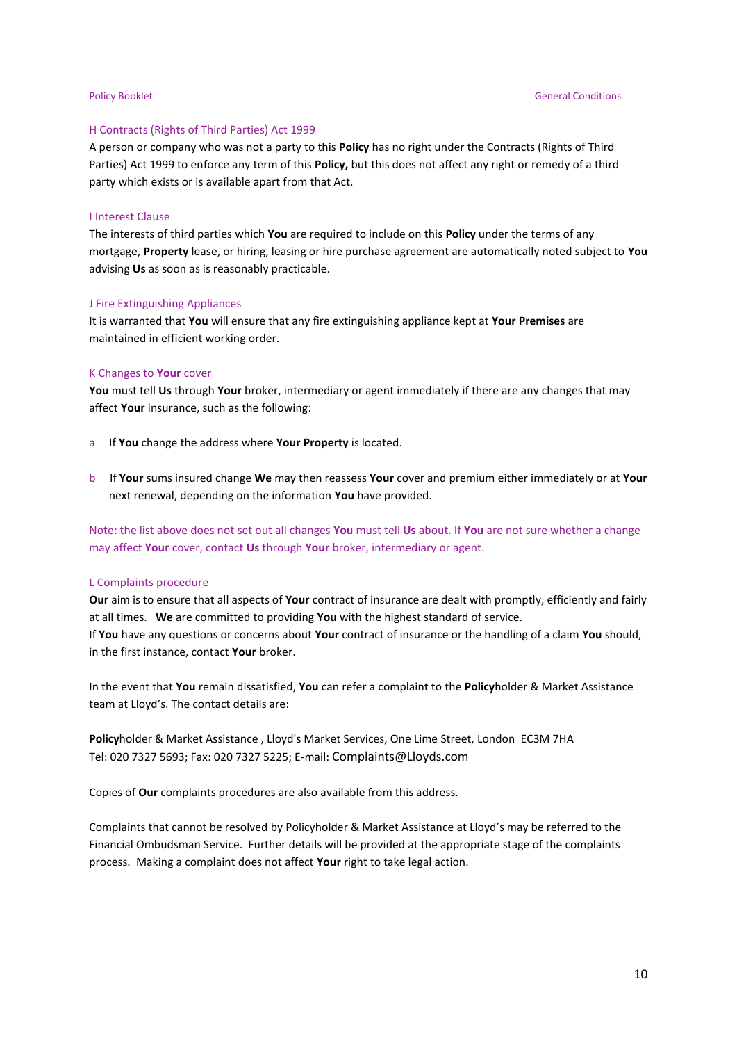### H Contracts (Rights of Third Parties) Act 1999

A person or company who was not a party to this **Policy** has no right under the Contracts (Rights of Third Parties) Act 1999 to enforce any term of this **Policy,** but this does not affect any right or remedy of a third party which exists or is available apart from that Act.

### I Interest Clause

The interests of third parties which **You** are required to include on this **Policy** under the terms of any mortgage, **Property** lease, or hiring, leasing or hire purchase agreement are automatically noted subject to **You** advising **Us** as soon as is reasonably practicable.

### J Fire Extinguishing Appliances

It is warranted that **You** will ensure that any fire extinguishing appliance kept at **Your Premises** are maintained in efficient working order.

### K Changes to Your cover

**You** must tell **Us** through **Your** broker, intermediary or agent immediately if there are any changes that may affect **Your** insurance, such as the following:

a. If **You** change the address where **Your Property** is located.

b. If **Your** sums insured change **We** may then reassess **Your** cover and premium either immediately or at **Your** next renewal, depending on the information **You** have provided.

Note: the list above does not set out all changes **You** must tell **Us** about. If **You** are not sure whether a change may affect **Your** cover, contact **Us** through **Your** broker, intermediary or agent.

### L Complaints procedure

**Our** aim is to ensure that all aspects of **Your** contract of insurance are dealt with promptly, efficiently and fairly at all times. **We** are committed to providing **You** with the highest standard of service.
If **You** have any questions or concerns about **Your** contract of insurance or the handling of a claim **You** should, in the first instance, contact **Your** broker.

In the event that **You** remain dissatisfied, **You** can refer a complaint to the **Policy**holder & Market Assistance team at Lloyd's. The contact details are:

**Policy**holder & Market Assistance , Lloyd's Market Services, One Lime Street, London EC3M 7HA
Tel: 020 7327 5693; Fax: 020 7327 5225; E-mail: Complaints@Lloyds.com

Copies of **Our** complaints procedures are also available from this address.

Complaints that cannot be resolved by Policyholder & Market Assistance at Lloyd's may be referred to the Financial Ombudsman Service. Further details will be provided at the appropriate stage of the complaints process. Making a complaint does not affect **Your** right to take legal action.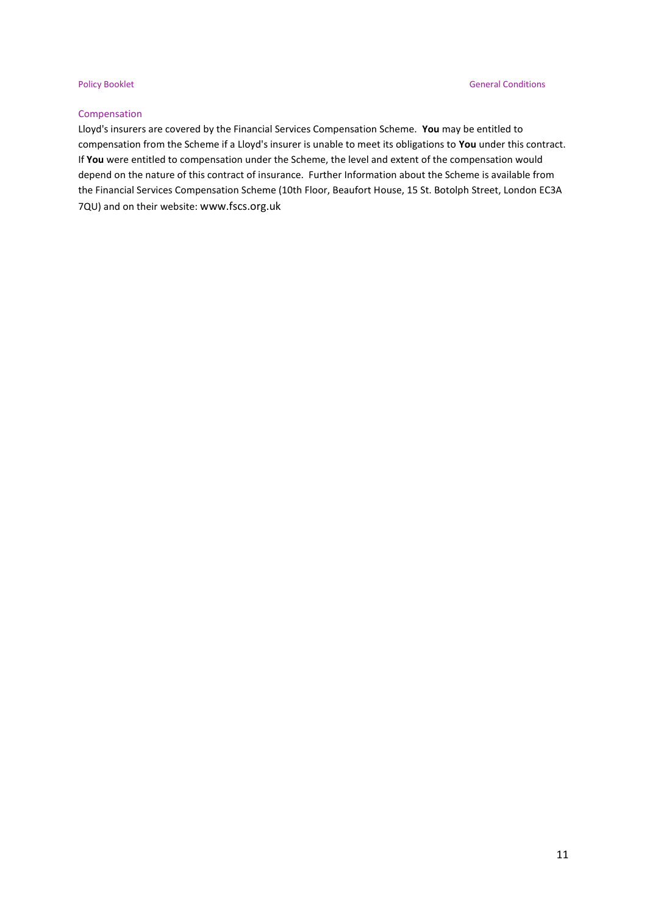## Compensation

Lloyd's insurers are covered by the Financial Services Compensation Scheme. **You** may be entitled to compensation from the Scheme if a Lloyd's insurer is unable to meet its obligations to **You** under this contract. If **You** were entitled to compensation under the Scheme, the level and extent of the compensation would depend on the nature of this contract of insurance. Further Information about the Scheme is available from the Financial Services Compensation Scheme (10th Floor, Beaufort House, 15 St. Botolph Street, London EC3A 7QU) and on their website: www.fscs.org.uk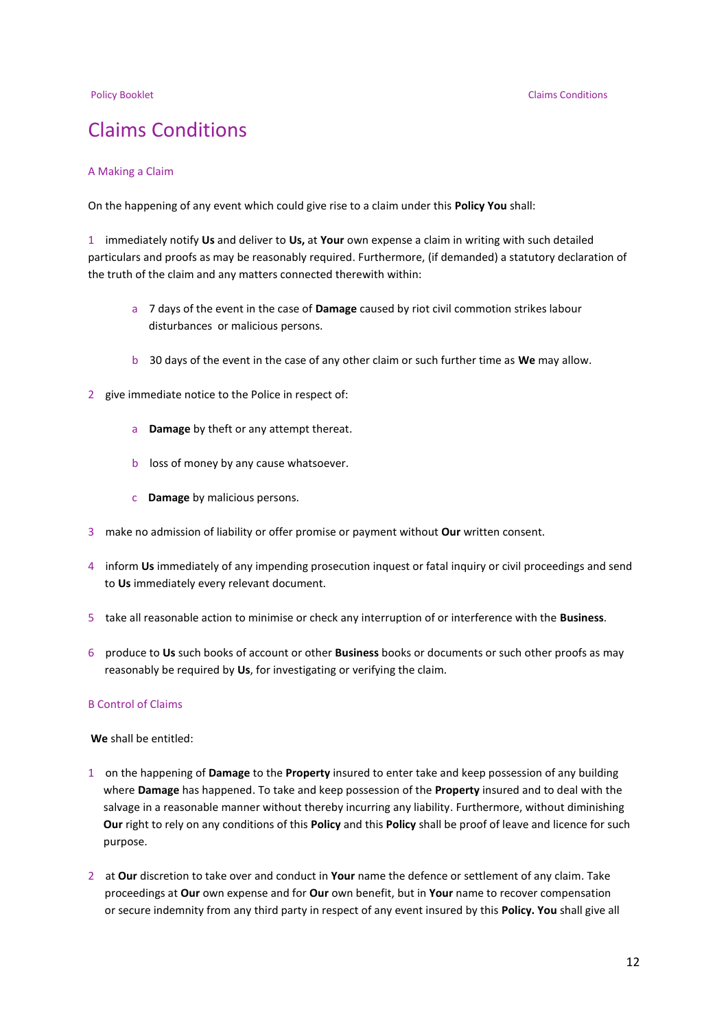# Claims Conditions

## A Making a Claim

On the happening of any event which could give rise to a claim under this **Policy You** shall:

1 immediately notify **Us** and deliver to **Us,** at **Your** own expense a claim in writing with such detailed particulars and proofs as may be reasonably required. Furthermore, (if demanded) a statutory declaration of the truth of the claim and any matters connected therewith within:

   a 7 days of the event in the case of **Damage** caused by riot civil commotion strikes labour disturbances or malicious persons.

   b 30 days of the event in the case of any other claim or such further time as **We** may allow.

2 give immediate notice to the Police in respect of:

   a **Damage** by theft or any attempt thereat.

   b loss of money by any cause whatsoever.

   c **Damage** by malicious persons.

3 make no admission of liability or offer promise or payment without **Our** written consent.

4 inform **Us** immediately of any impending prosecution inquest or fatal inquiry or civil proceedings and send to **Us** immediately every relevant document.

5 take all reasonable action to minimise or check any interruption of or interference with the **Business**.

6 produce to **Us** such books of account or other **Business** books or documents or such other proofs as may reasonably be required by **Us**, for investigating or verifying the claim.

## B Control of Claims

**We** shall be entitled:

1 on the happening of **Damage** to the **Property** insured to enter take and keep possession of any building where **Damage** has happened. To take and keep possession of the **Property** insured and to deal with the salvage in a reasonable manner without thereby incurring any liability. Furthermore, without diminishing **Our** right to rely on any conditions of this **Policy** and this **Policy** shall be proof of leave and licence for such purpose.

2 at **Our** discretion to take over and conduct in **Your** name the defence or settlement of any claim. Take proceedings at **Our** own expense and for **Our** own benefit, but in **Your** name to recover compensation or secure indemnity from any third party in respect of any event insured by this **Policy. You** shall give all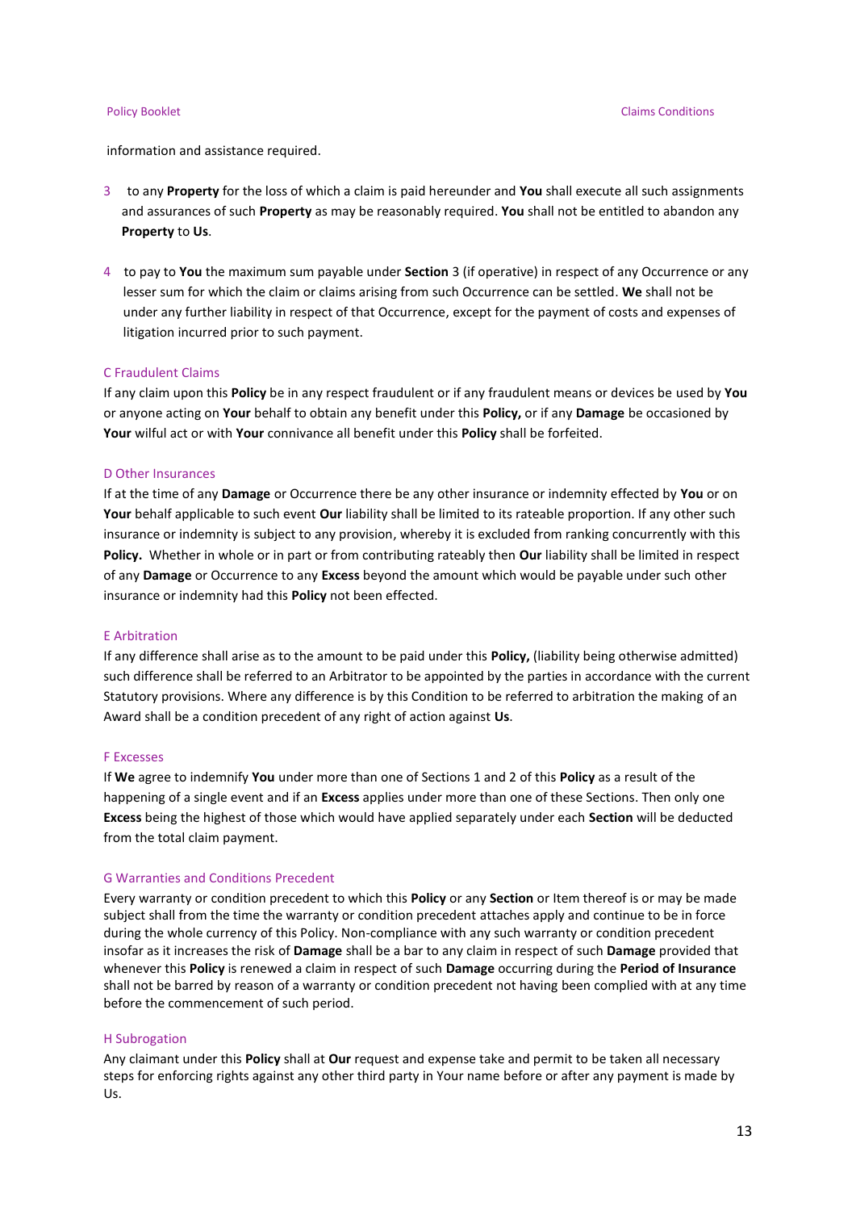information and assistance required.

3 to any **Property** for the loss of which a claim is paid hereunder and **You** shall execute all such assignments and assurances of such **Property** as may be reasonably required. **You** shall not be entitled to abandon any **Property** to **Us**.

4 to pay to **You** the maximum sum payable under **Section** 3 (if operative) in respect of any Occurrence or any lesser sum for which the claim or claims arising from such Occurrence can be settled. **We** shall not be under any further liability in respect of that Occurrence, except for the payment of costs and expenses of litigation incurred prior to such payment.

## C Fraudulent Claims

If any claim upon this **Policy** be in any respect fraudulent or if any fraudulent means or devices be used by **You** or anyone acting on **Your** behalf to obtain any benefit under this **Policy,** or if any **Damage** be occasioned by **Your** wilful act or with **Your** connivance all benefit under this **Policy** shall be forfeited.

## D Other Insurances

If at the time of any **Damage** or Occurrence there be any other insurance or indemnity effected by **You** or on **Your** behalf applicable to such event **Our** liability shall be limited to its rateable proportion. If any other such insurance or indemnity is subject to any provision, whereby it is excluded from ranking concurrently with this **Policy.** Whether in whole or in part or from contributing rateably then **Our** liability shall be limited in respect of any **Damage** or Occurrence to any **Excess** beyond the amount which would be payable under such other insurance or indemnity had this **Policy** not been effected.

## E Arbitration

If any difference shall arise as to the amount to be paid under this **Policy,** (liability being otherwise admitted) such difference shall be referred to an Arbitrator to be appointed by the parties in accordance with the current Statutory provisions. Where any difference is by this Condition to be referred to arbitration the making of an Award shall be a condition precedent of any right of action against **Us**.

## F Excesses

If **We** agree to indemnify **You** under more than one of Sections 1 and 2 of this **Policy** as a result of the happening of a single event and if an **Excess** applies under more than one of these Sections. Then only one **Excess** being the highest of those which would have applied separately under each **Section** will be deducted from the total claim payment.

## G Warranties and Conditions Precedent

Every warranty or condition precedent to which this **Policy** or any **Section** or Item thereof is or may be made subject shall from the time the warranty or condition precedent attaches apply and continue to be in force during the whole currency of this Policy. Non-compliance with any such warranty or condition precedent insofar as it increases the risk of **Damage** shall be a bar to any claim in respect of such **Damage** provided that whenever this **Policy** is renewed a claim in respect of such **Damage** occurring during the **Period of Insurance** shall not be barred by reason of a warranty or condition precedent not having been complied with at any time before the commencement of such period.

## H Subrogation

Any claimant under this **Policy** shall at **Our** request and expense take and permit to be taken all necessary steps for enforcing rights against any other third party in Your name before or after any payment is made by Us.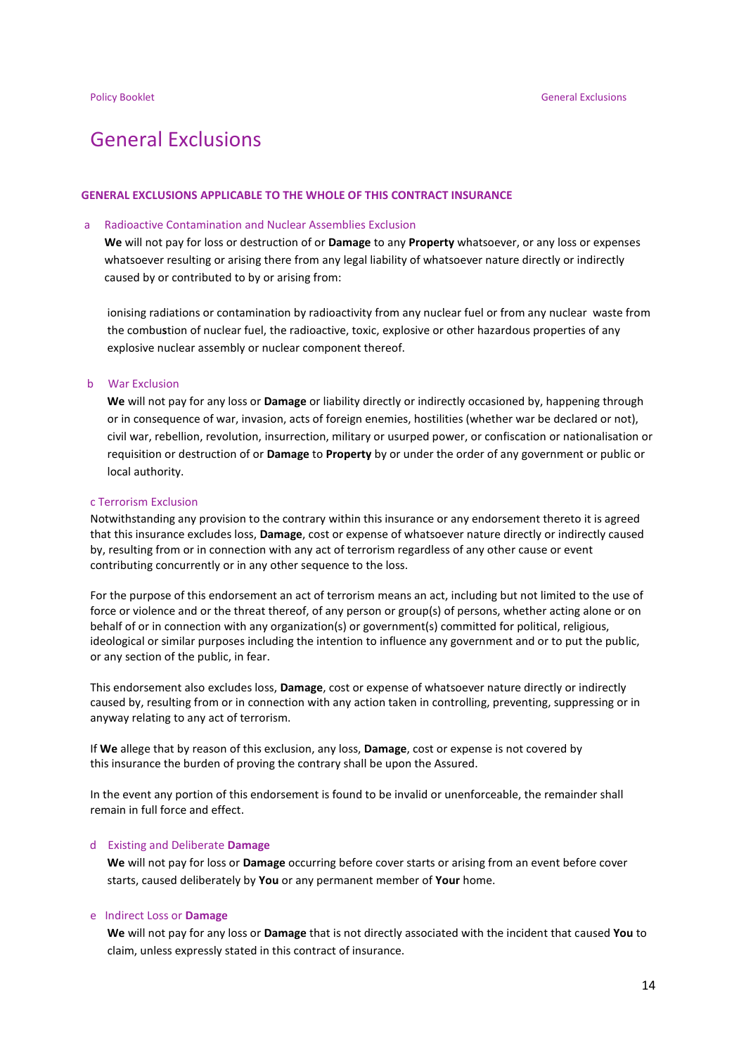# General Exclusions

**GENERAL EXCLUSIONS APPLICABLE TO THE WHOLE OF THIS CONTRACT INSURANCE**

a Radioactive Contamination and Nuclear Assemblies Exclusion

**We** will not pay for loss or destruction of or **Damage** to any **Property** whatsoever, or any loss or expenses whatsoever resulting or arising there from any legal liability of whatsoever nature directly or indirectly caused by or contributed to by or arising from:

ionising radiations or contamination by radioactivity from any nuclear fuel or from any nuclear waste from the combustion of nuclear fuel, the radioactive, toxic, explosive or other hazardous properties of any explosive nuclear assembly or nuclear component thereof.

b War Exclusion

**We** will not pay for any loss or **Damage** or liability directly or indirectly occasioned by, happening through or in consequence of war, invasion, acts of foreign enemies, hostilities (whether war be declared or not), civil war, rebellion, revolution, insurrection, military or usurped power, or confiscation or nationalisation or requisition or destruction of or **Damage** to **Property** by or under the order of any government or public or local authority.

c Terrorism Exclusion

Notwithstanding any provision to the contrary within this insurance or any endorsement thereto it is agreed that this insurance excludes loss, **Damage**, cost or expense of whatsoever nature directly or indirectly caused by, resulting from or in connection with any act of terrorism regardless of any other cause or event contributing concurrently or in any other sequence to the loss.

For the purpose of this endorsement an act of terrorism means an act, including but not limited to the use of force or violence and or the threat thereof, of any person or group(s) of persons, whether acting alone or on behalf of or in connection with any organization(s) or government(s) committed for political, religious, ideological or similar purposes including the intention to influence any government and or to put the public, or any section of the public, in fear.

This endorsement also excludes loss, **Damage**, cost or expense of whatsoever nature directly or indirectly caused by, resulting from or in connection with any action taken in controlling, preventing, suppressing or in anyway relating to any act of terrorism.

If **We** allege that by reason of this exclusion, any loss, **Damage**, cost or expense is not covered by this insurance the burden of proving the contrary shall be upon the Assured.

In the event any portion of this endorsement is found to be invalid or unenforceable, the remainder shall remain in full force and effect.

d Existing and Deliberate **Damage**

**We** will not pay for loss or **Damage** occurring before cover starts or arising from an event before cover starts, caused deliberately by **You** or any permanent member of **Your** home.

e Indirect Loss or **Damage**

**We** will not pay for any loss or **Damage** that is not directly associated with the incident that caused **You** to claim, unless expressly stated in this contract of insurance.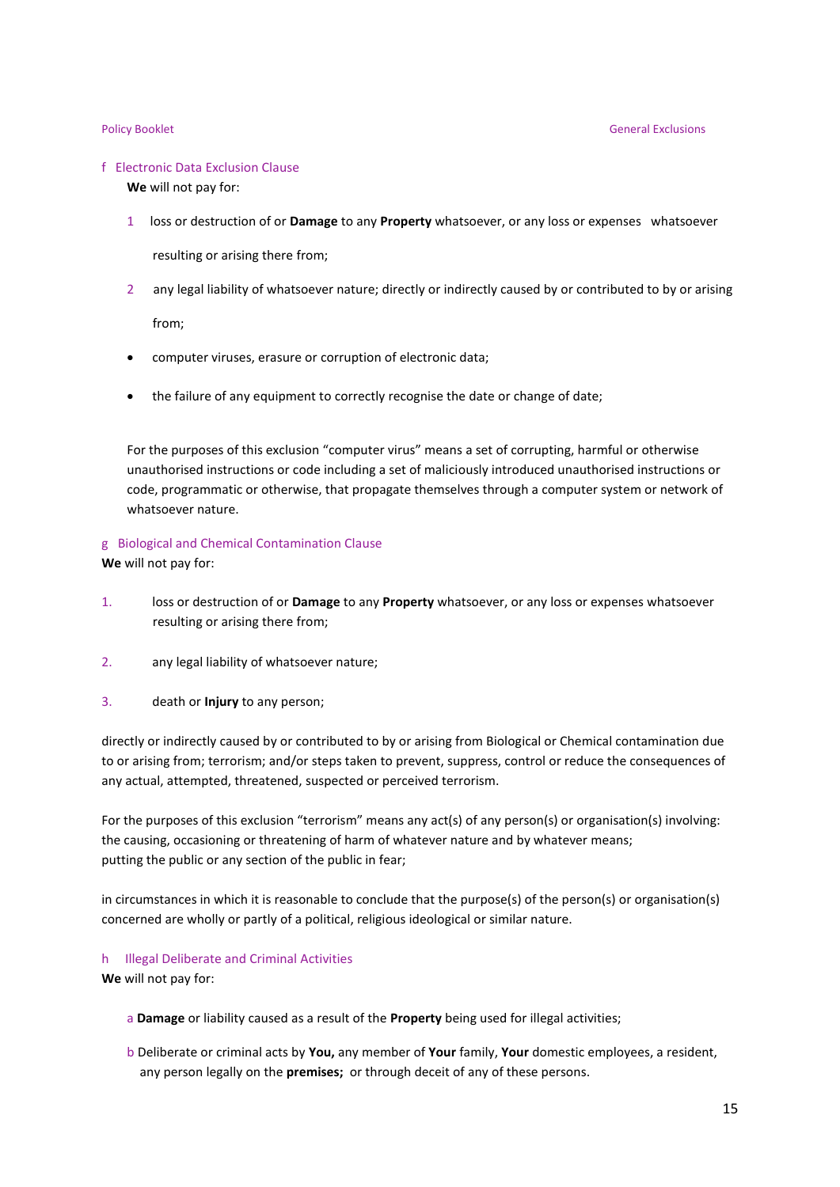### f Electronic Data Exclusion Clause

**We** will not pay for:

1 loss or destruction of or **Damage** to any **Property** whatsoever, or any loss or expenses whatsoever resulting or arising there from;

2 any legal liability of whatsoever nature; directly or indirectly caused by or contributed to by or arising from;

- computer viruses, erasure or corruption of electronic data;
- the failure of any equipment to correctly recognise the date or change of date;

For the purposes of this exclusion “computer virus” means a set of corrupting, harmful or otherwise unauthorised instructions or code including a set of maliciously introduced unauthorised instructions or code, programmatic or otherwise, that propagate themselves through a computer system or network of whatsoever nature.

### g Biological and Chemical Contamination Clause

**We** will not pay for:

1. loss or destruction of or **Damage** to any **Property** whatsoever, or any loss or expenses whatsoever resulting or arising there from;
2. any legal liability of whatsoever nature;
3. death or **Injury** to any person;

directly or indirectly caused by or contributed to by or arising from Biological or Chemical contamination due to or arising from; terrorism; and/or steps taken to prevent, suppress, control or reduce the consequences of any actual, attempted, threatened, suspected or perceived terrorism.

For the purposes of this exclusion “terrorism” means any act(s) of any person(s) or organisation(s) involving:
the causing, occasioning or threatening of harm of whatever nature and by whatever means;
putting the public or any section of the public in fear;

in circumstances in which it is reasonable to conclude that the purpose(s) of the person(s) or organisation(s) concerned are wholly or partly of a political, religious ideological or similar nature.

### h Illegal Deliberate and Criminal Activities

**We** will not pay for:

a **Damage** or liability caused as a result of the **Property** being used for illegal activities;

b Deliberate or criminal acts by **You,** any member of **Your** family, **Your** domestic employees, a resident, any person legally on the **premises;** or through deceit of any of these persons.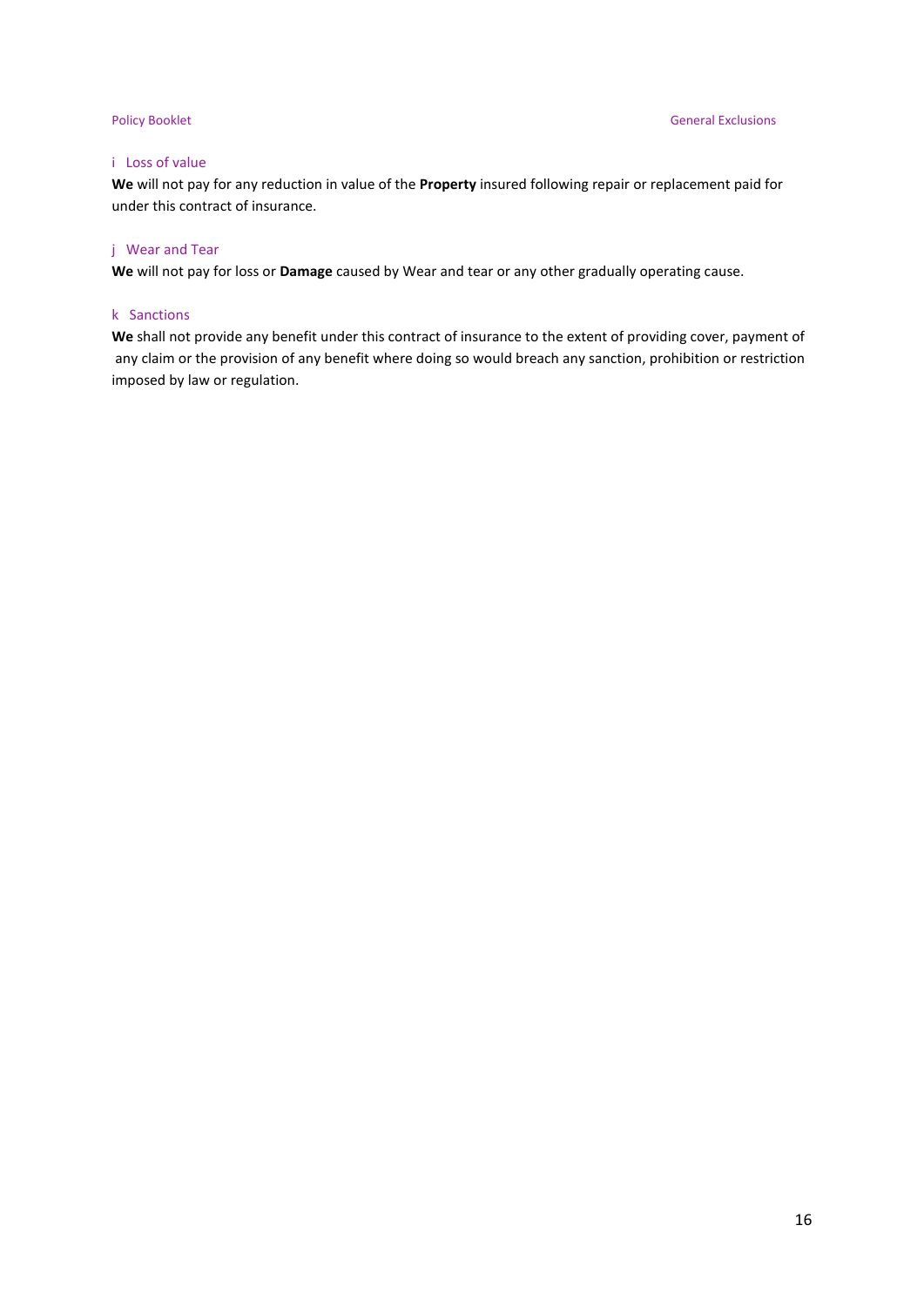### i Loss of value

**We** will not pay for any reduction in value of the **Property** insured following repair or replacement paid for under this contract of insurance.

### j Wear and Tear

**We** will not pay for loss or **Damage** caused by Wear and tear or any other gradually operating cause.

### k Sanctions

**We** shall not provide any benefit under this contract of insurance to the extent of providing cover, payment of any claim or the provision of any benefit where doing so would breach any sanction, prohibition or restriction imposed by law or regulation.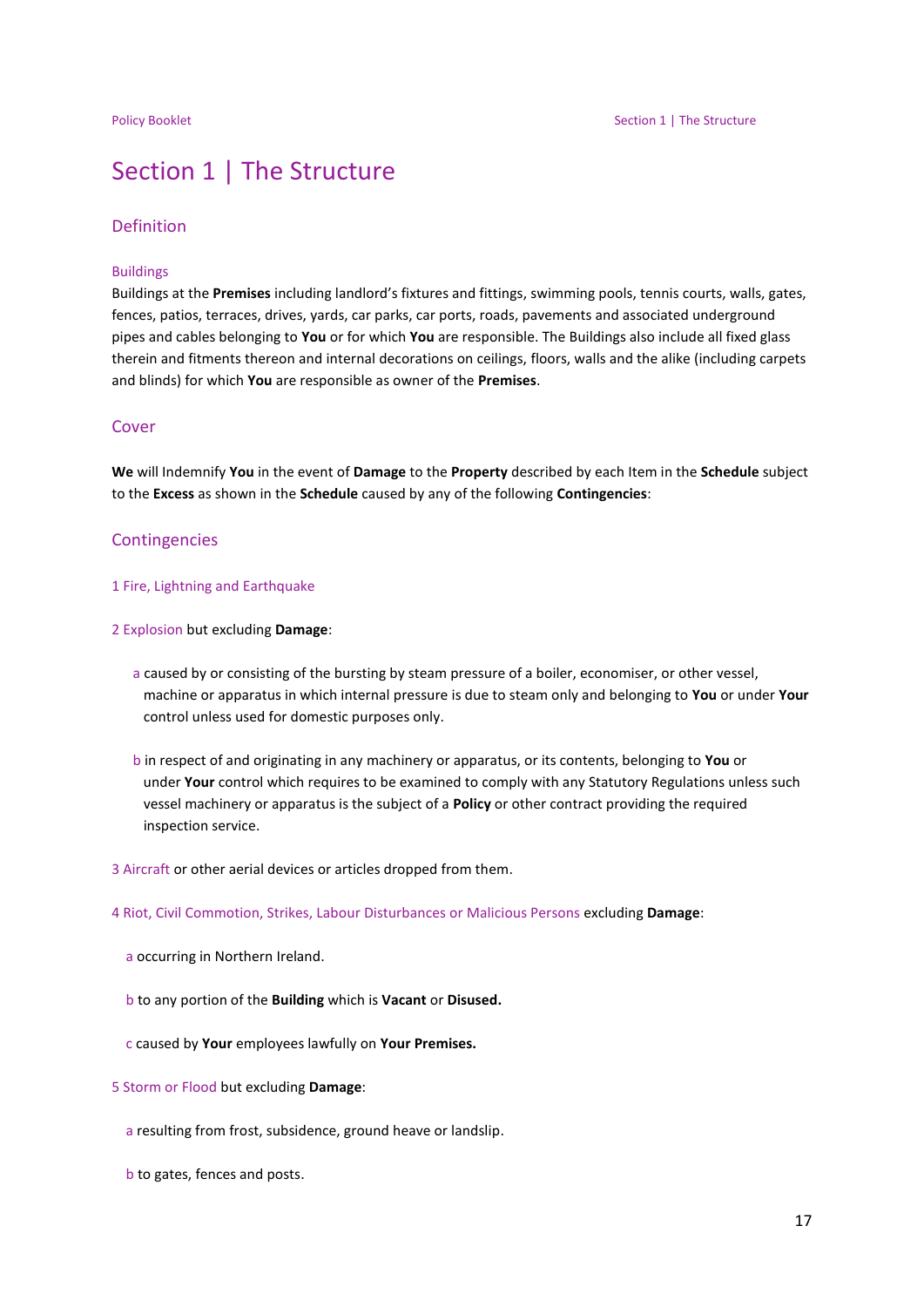# Section 1 | The Structure

## Definition

### Buildings

Buildings at the **Premises** including landlord's fixtures and fittings, swimming pools, tennis courts, walls, gates, fences, patios, terraces, drives, yards, car parks, car ports, roads, pavements and associated underground pipes and cables belonging to **You** or for which **You** are responsible. The Buildings also include all fixed glass therein and fitments thereon and internal decorations on ceilings, floors, walls and the alike (including carpets and blinds) for which **You** are responsible as owner of the **Premises**.

## Cover

**We** will Indemnify **You** in the event of **Damage** to the **Property** described by each Item in the **Schedule** subject to the **Excess** as shown in the **Schedule** caused by any of the following **Contingencies**:

## Contingencies

1 Fire, Lightning and Earthquake

2 Explosion but excluding **Damage**:

- a caused by or consisting of the bursting by steam pressure of a boiler, economiser, or other vessel, machine or apparatus in which internal pressure is due to steam only and belonging to **You** or under **Your** control unless used for domestic purposes only.
- b in respect of and originating in any machinery or apparatus, or its contents, belonging to **You** or under **Your** control which requires to be examined to comply with any Statutory Regulations unless such vessel machinery or apparatus is the subject of a **Policy** or other contract providing the required inspection service.

3 Aircraft or other aerial devices or articles dropped from them.

4 Riot, Civil Commotion, Strikes, Labour Disturbances or Malicious Persons excluding **Damage**:

- a occurring in Northern Ireland.
- b to any portion of the **Building** which is **Vacant** or **Disused.**
- c caused by **Your** employees lawfully on **Your Premises.**

5 Storm or Flood but excluding **Damage**:

- a resulting from frost, subsidence, ground heave or landslip.
- b to gates, fences and posts.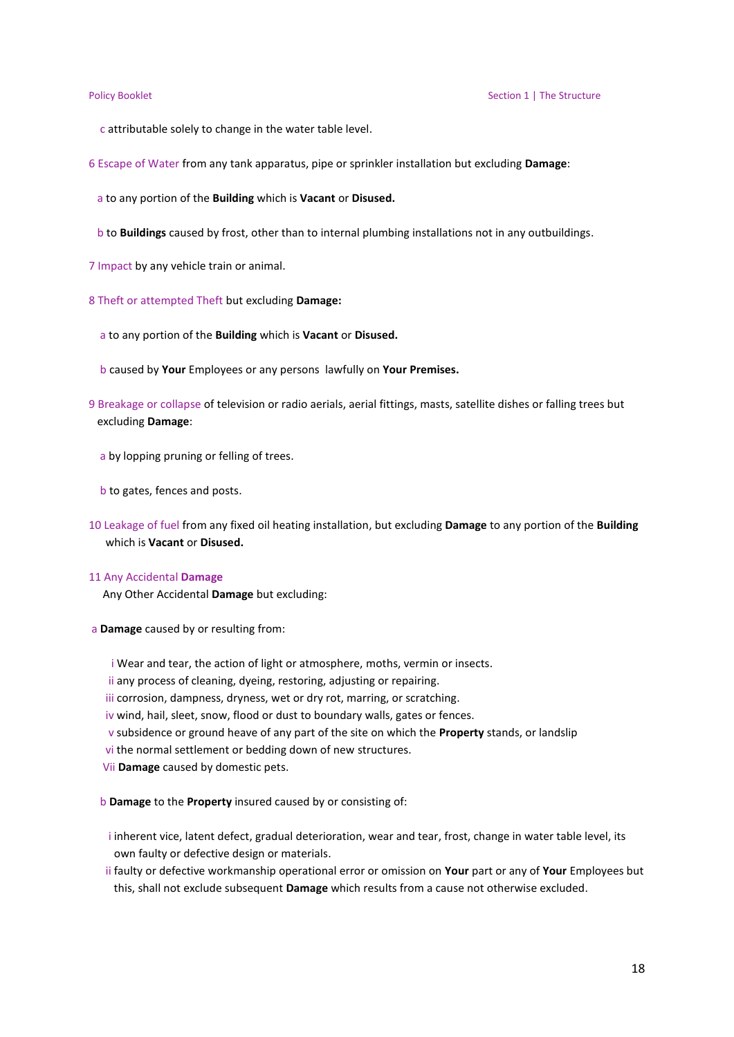c attributable solely to change in the water table level.

6 Escape of Water from any tank apparatus, pipe or sprinkler installation but excluding **Damage**:

a to any portion of the **Building** which is **Vacant** or **Disused.**

b to **Buildings** caused by frost, other than to internal plumbing installations not in any outbuildings.

7 Impact by any vehicle train or animal.

8 Theft or attempted Theft but excluding **Damage:**

a to any portion of the **Building** which is **Vacant** or **Disused.**

b caused by **Your** Employees or any persons lawfully on **Your Premises.**

9 Breakage or collapse of television or radio aerials, aerial fittings, masts, satellite dishes or falling trees but excluding **Damage**:

a by lopping pruning or felling of trees.

b to gates, fences and posts.

10 Leakage of fuel from any fixed oil heating installation, but excluding **Damage** to any portion of the **Building** which is **Vacant** or **Disused.**

11 Any Accidental **Damage**

Any Other Accidental **Damage** but excluding:

a **Damage** caused by or resulting from:

i Wear and tear, the action of light or atmosphere, moths, vermin or insects.
ii any process of cleaning, dyeing, restoring, adjusting or repairing.
iii corrosion, dampness, dryness, wet or dry rot, marring, or scratching.
iv wind, hail, sleet, snow, flood or dust to boundary walls, gates or fences.
v subsidence or ground heave of any part of the site on which the **Property** stands, or landslip
vi the normal settlement or bedding down of new structures.
Vii **Damage** caused by domestic pets.

b **Damage** to the **Property** insured caused by or consisting of:

i inherent vice, latent defect, gradual deterioration, wear and tear, frost, change in water table level, its own faulty or defective design or materials.
ii faulty or defective workmanship operational error or omission on **Your** part or any of **Your** Employees but this, shall not exclude subsequent **Damage** which results from a cause not otherwise excluded.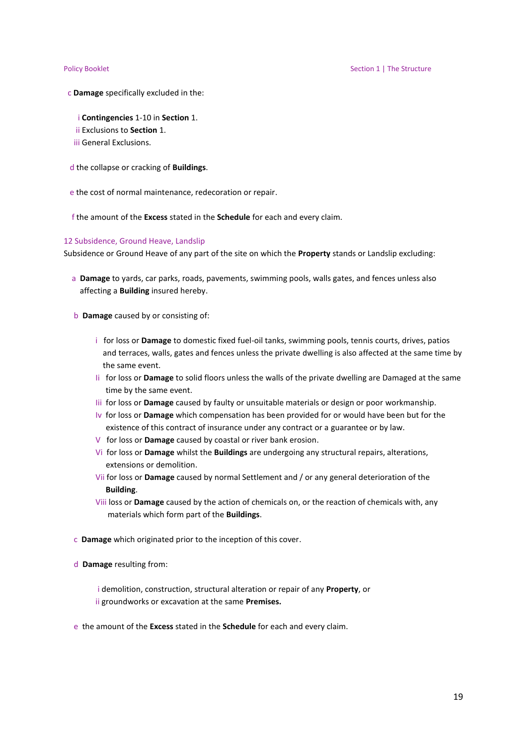c **Damage** specifically excluded in the:

   i **Contingencies** 1-10 in **Section** 1.
   ii Exclusions to **Section** 1.
   iii General Exclusions.

d the collapse or cracking of **Buildings**.

e the cost of normal maintenance, redecoration or repair.

f the amount of the **Excess** stated in the **Schedule** for each and every claim.

### 12 Subsidence, Ground Heave, Landslip

Subsidence or Ground Heave of any part of the site on which the **Property** stands or Landslip excluding:

a **Damage** to yards, car parks, roads, pavements, swimming pools, walls gates, and fences unless also affecting a **Building** insured hereby.

b **Damage** caused by or consisting of:

   i for loss or **Damage** to domestic fixed fuel-oil tanks, swimming pools, tennis courts, drives, patios and terraces, walls, gates and fences unless the private dwelling is also affected at the same time by the same event.
   Ii for loss or **Damage** to solid floors unless the walls of the private dwelling are Damaged at the same time by the same event.
   Iii for loss or **Damage** caused by faulty or unsuitable materials or design or poor workmanship.
   Iv for loss or **Damage** which compensation has been provided for or would have been but for the existence of this contract of insurance under any contract or a guarantee or by law.
   V for loss or **Damage** caused by coastal or river bank erosion.
   Vi for loss or **Damage** whilst the **Buildings** are undergoing any structural repairs, alterations, extensions or demolition.
   Vii for loss or **Damage** caused by normal Settlement and / or any general deterioration of the **Building**.
   Viii loss or **Damage** caused by the action of chemicals on, or the reaction of chemicals with, any materials which form part of the **Buildings**.

c **Damage** which originated prior to the inception of this cover.

d **Damage** resulting from:

   i demolition, construction, structural alteration or repair of any **Property**, or
   ii groundworks or excavation at the same **Premises.**

e the amount of the **Excess** stated in the **Schedule** for each and every claim.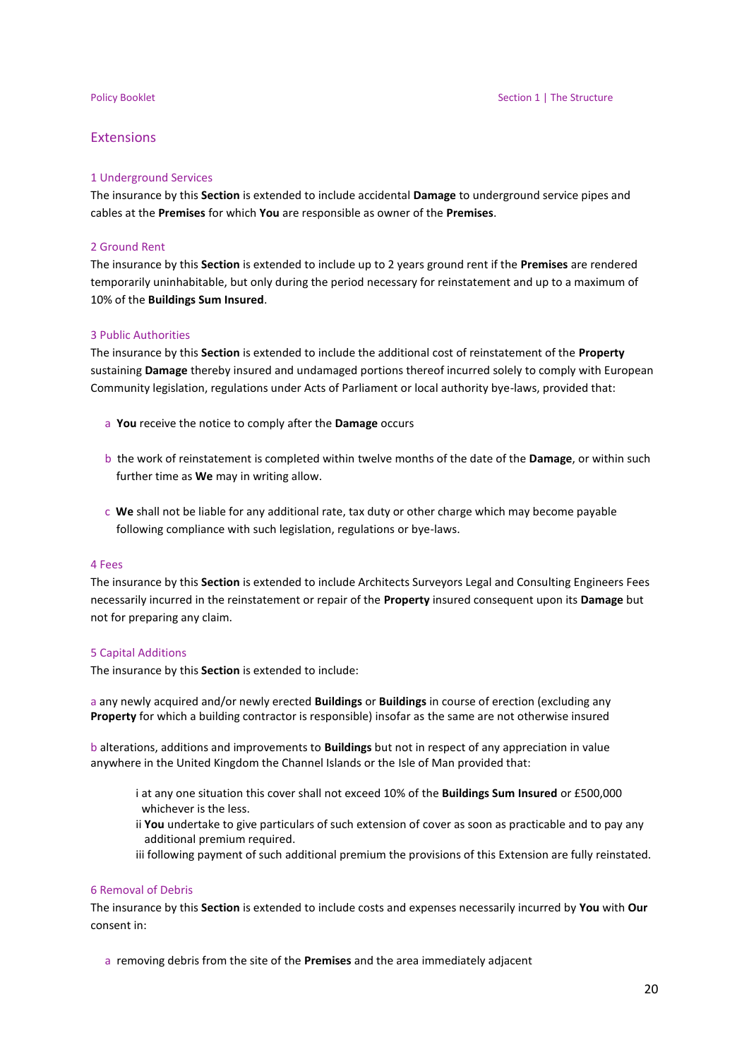## Extensions

### 1 Underground Services

The insurance by this **Section** is extended to include accidental **Damage** to underground service pipes and cables at the **Premises** for which **You** are responsible as owner of the **Premises**.

### 2 Ground Rent

The insurance by this **Section** is extended to include up to 2 years ground rent if the **Premises** are rendered temporarily uninhabitable, but only during the period necessary for reinstatement and up to a maximum of 10% of the **Buildings Sum Insured**.

### 3 Public Authorities

The insurance by this **Section** is extended to include the additional cost of reinstatement of the **Property** sustaining **Damage** thereby insured and undamaged portions thereof incurred solely to comply with European Community legislation, regulations under Acts of Parliament or local authority bye-laws, provided that:

a **You** receive the notice to comply after the **Damage** occurs

b the work of reinstatement is completed within twelve months of the date of the **Damage**, or within such further time as **We** may in writing allow.

c **We** shall not be liable for any additional rate, tax duty or other charge which may become payable following compliance with such legislation, regulations or bye-laws.

### 4 Fees

The insurance by this **Section** is extended to include Architects Surveyors Legal and Consulting Engineers Fees necessarily incurred in the reinstatement or repair of the **Property** insured consequent upon its **Damage** but not for preparing any claim.

### 5 Capital Additions

The insurance by this **Section** is extended to include:

a any newly acquired and/or newly erected **Buildings** or **Buildings** in course of erection (excluding any **Property** for which a building contractor is responsible) insofar as the same are not otherwise insured

b alterations, additions and improvements to **Buildings** but not in respect of any appreciation in value anywhere in the United Kingdom the Channel Islands or the Isle of Man provided that:

i at any one situation this cover shall not exceed 10% of the **Buildings Sum Insured** or £500,000 whichever is the less.
ii **You** undertake to give particulars of such extension of cover as soon as practicable and to pay any additional premium required.
iii following payment of such additional premium the provisions of this Extension are fully reinstated.

### 6 Removal of Debris

The insurance by this **Section** is extended to include costs and expenses necessarily incurred by **You** with **Our** consent in:

a removing debris from the site of the **Premises** and the area immediately adjacent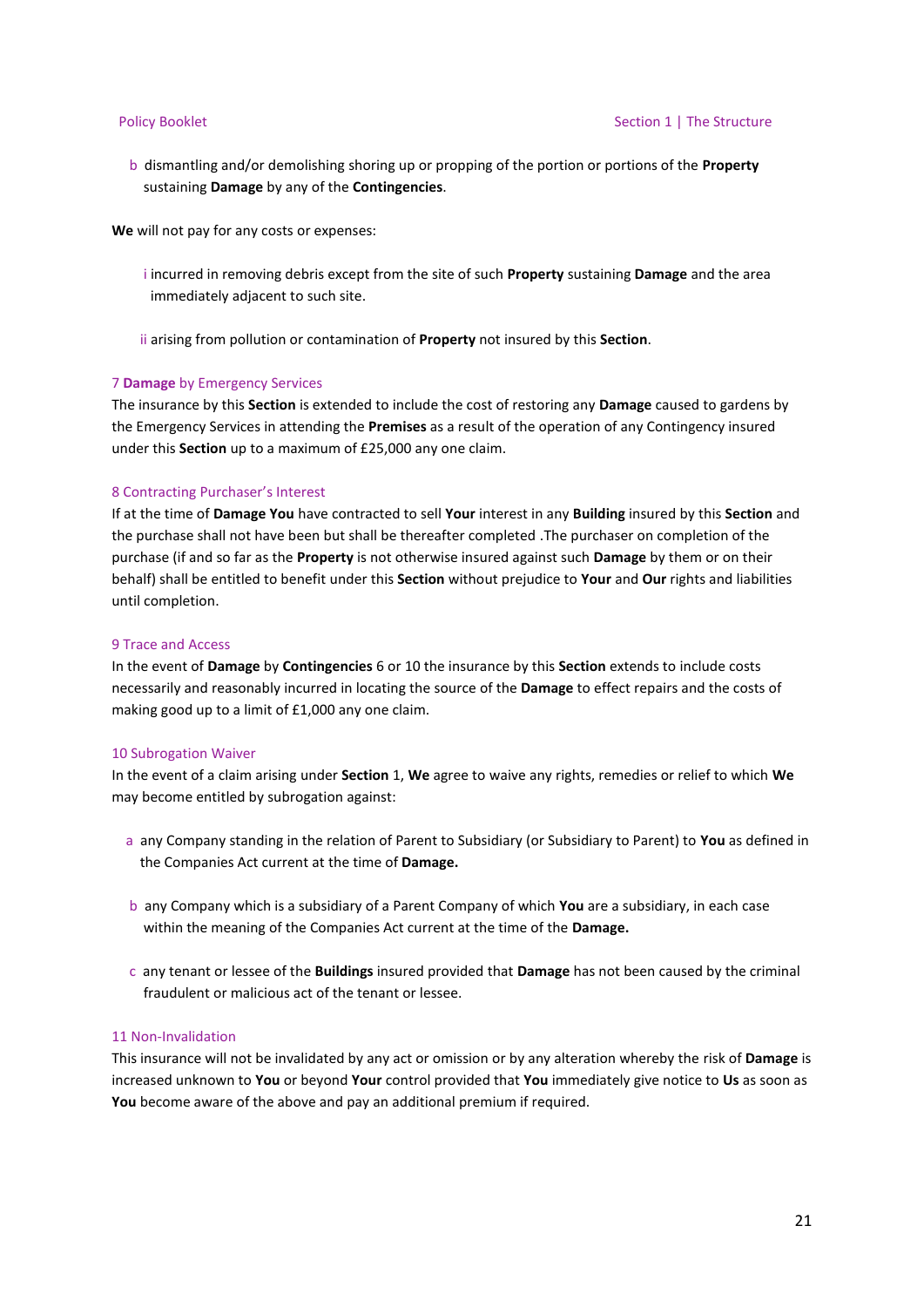b dismantling and/or demolishing shoring up or propping of the portion or portions of the **Property** sustaining **Damage** by any of the **Contingencies**.

**We** will not pay for any costs or expenses:

i incurred in removing debris except from the site of such **Property** sustaining **Damage** and the area immediately adjacent to such site.

ii arising from pollution or contamination of **Property** not insured by this **Section**.

### 7 **Damage** by Emergency Services

The insurance by this **Section** is extended to include the cost of restoring any **Damage** caused to gardens by the Emergency Services in attending the **Premises** as a result of the operation of any Contingency insured under this **Section** up to a maximum of £25,000 any one claim.

### 8 Contracting Purchaser's Interest

If at the time of **Damage You** have contracted to sell **Your** interest in any **Building** insured by this **Section** and the purchase shall not have been but shall be thereafter completed .The purchaser on completion of the purchase (if and so far as the **Property** is not otherwise insured against such **Damage** by them or on their behalf) shall be entitled to benefit under this **Section** without prejudice to **Your** and **Our** rights and liabilities until completion.

### 9 Trace and Access

In the event of **Damage** by **Contingencies** 6 or 10 the insurance by this **Section** extends to include costs necessarily and reasonably incurred in locating the source of the **Damage** to effect repairs and the costs of making good up to a limit of £1,000 any one claim.

### 10 Subrogation Waiver

In the event of a claim arising under **Section** 1, **We** agree to waive any rights, remedies or relief to which **We** may become entitled by subrogation against:

a any Company standing in the relation of Parent to Subsidiary (or Subsidiary to Parent) to **You** as defined in the Companies Act current at the time of **Damage.**

b any Company which is a subsidiary of a Parent Company of which **You** are a subsidiary, in each case within the meaning of the Companies Act current at the time of the **Damage.**

c any tenant or lessee of the **Buildings** insured provided that **Damage** has not been caused by the criminal fraudulent or malicious act of the tenant or lessee.

### 11 Non-Invalidation

This insurance will not be invalidated by any act or omission or by any alteration whereby the risk of **Damage** is increased unknown to **You** or beyond **Your** control provided that **You** immediately give notice to **Us** as soon as **You** become aware of the above and pay an additional premium if required.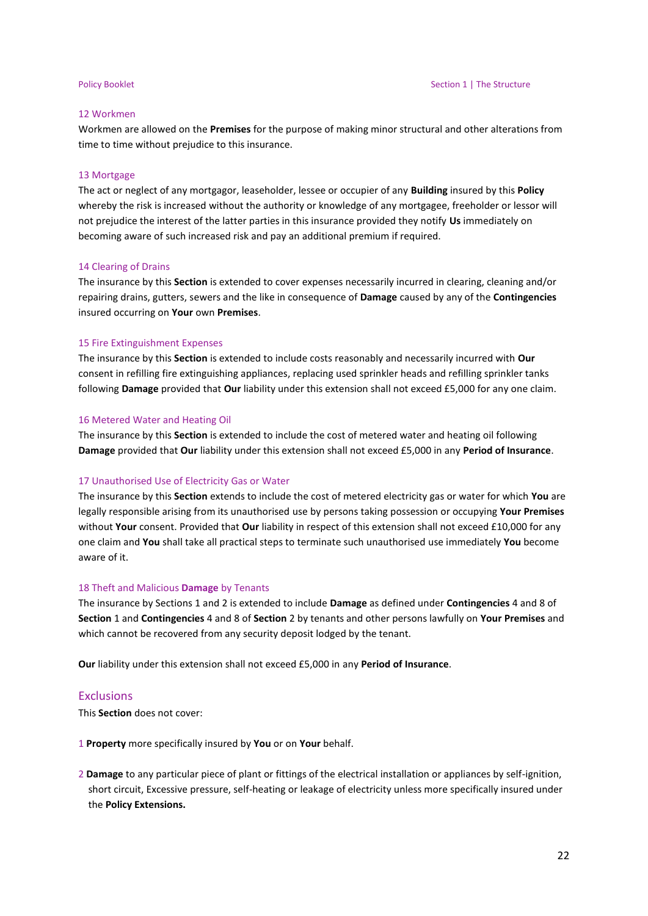### 12 Workmen

Workmen are allowed on the **Premises** for the purpose of making minor structural and other alterations from time to time without prejudice to this insurance.

### 13 Mortgage

The act or neglect of any mortgagor, leaseholder, lessee or occupier of any **Building** insured by this **Policy** whereby the risk is increased without the authority or knowledge of any mortgagee, freeholder or lessor will not prejudice the interest of the latter parties in this insurance provided they notify **Us** immediately on becoming aware of such increased risk and pay an additional premium if required.

### 14 Clearing of Drains

The insurance by this **Section** is extended to cover expenses necessarily incurred in clearing, cleaning and/or repairing drains, gutters, sewers and the like in consequence of **Damage** caused by any of the **Contingencies** insured occurring on **Your** own **Premises**.

### 15 Fire Extinguishment Expenses

The insurance by this **Section** is extended to include costs reasonably and necessarily incurred with **Our** consent in refilling fire extinguishing appliances, replacing used sprinkler heads and refilling sprinkler tanks following **Damage** provided that **Our** liability under this extension shall not exceed £5,000 for any one claim.

### 16 Metered Water and Heating Oil

The insurance by this **Section** is extended to include the cost of metered water and heating oil following **Damage** provided that **Our** liability under this extension shall not exceed £5,000 in any **Period of Insurance**.

### 17 Unauthorised Use of Electricity Gas or Water

The insurance by this **Section** extends to include the cost of metered electricity gas or water for which **You** are legally responsible arising from its unauthorised use by persons taking possession or occupying **Your Premises** without **Your** consent. Provided that **Our** liability in respect of this extension shall not exceed £10,000 for any one claim and **You** shall take all practical steps to terminate such unauthorised use immediately **You** become aware of it.

### 18 Theft and Malicious **Damage** by Tenants

The insurance by Sections 1 and 2 is extended to include **Damage** as defined under **Contingencies** 4 and 8 of **Section** 1 and **Contingencies** 4 and 8 of **Section** 2 by tenants and other persons lawfully on **Your Premises** and which cannot be recovered from any security deposit lodged by the tenant.

**Our** liability under this extension shall not exceed £5,000 in any **Period of Insurance**.

## Exclusions

This **Section** does not cover:

1 **Property** more specifically insured by **You** or on **Your** behalf.

2 **Damage** to any particular piece of plant or fittings of the electrical installation or appliances by self-ignition, short circuit, Excessive pressure, self-heating or leakage of electricity unless more specifically insured under the **Policy Extensions.**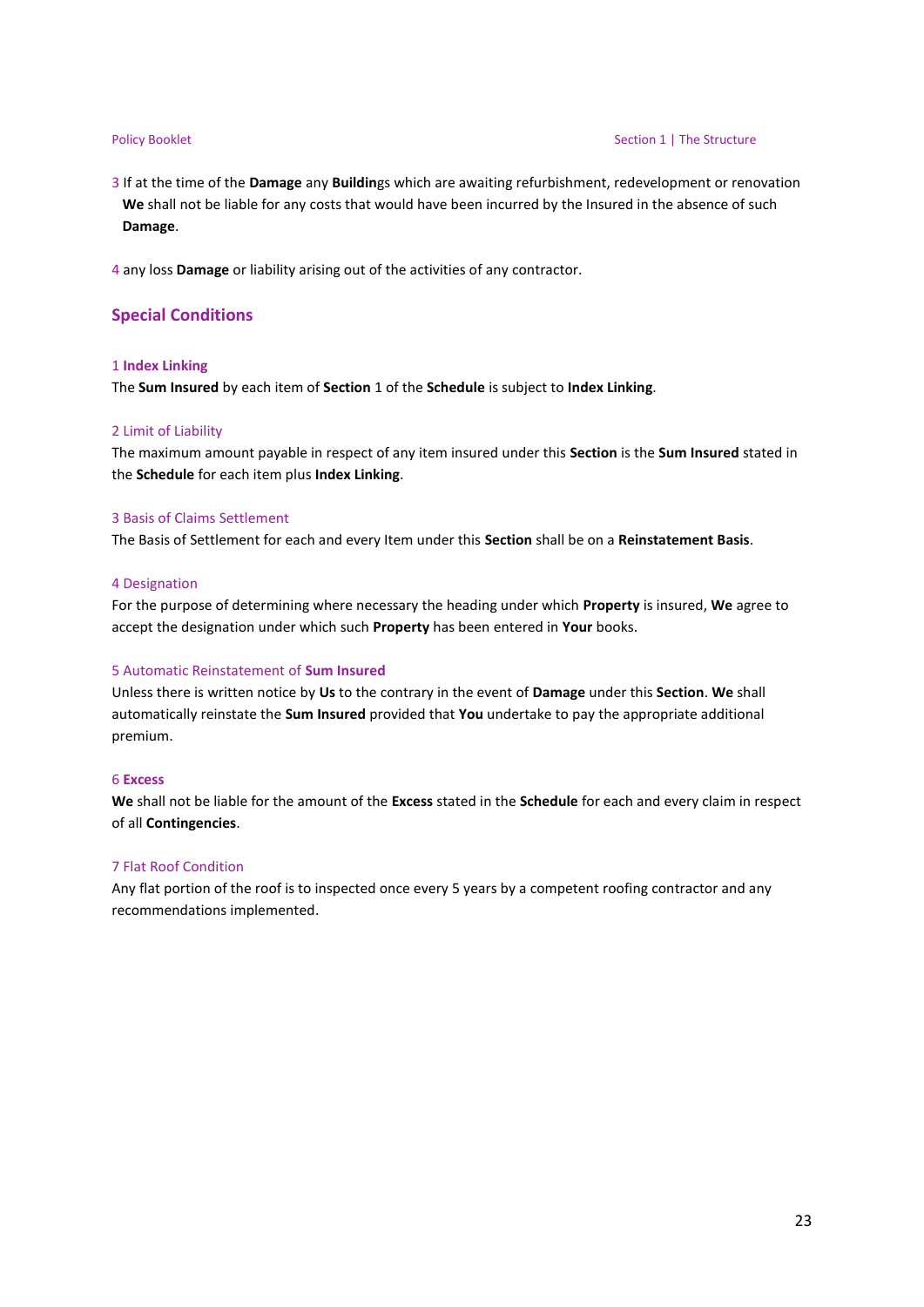3 If at the time of the **Damage** any **Buildin**gs which are awaiting refurbishment, redevelopment or renovation **We** shall not be liable for any costs that would have been incurred by the Insured in the absence of such **Damage**.

4 any loss **Damage** or liability arising out of the activities of any contractor.

## Special Conditions

### 1 Index Linking

The **Sum Insured** by each item of **Section** 1 of the **Schedule** is subject to **Index Linking**.

### 2 Limit of Liability

The maximum amount payable in respect of any item insured under this **Section** is the **Sum Insured** stated in the **Schedule** for each item plus **Index Linking**.

### 3 Basis of Claims Settlement

The Basis of Settlement for each and every Item under this **Section** shall be on a **Reinstatement Basis**.

### 4 Designation

For the purpose of determining where necessary the heading under which **Property** is insured, **We** agree to accept the designation under which such **Property** has been entered in **Your** books.

### 5 Automatic Reinstatement of Sum Insured

Unless there is written notice by **Us** to the contrary in the event of **Damage** under this **Section**. **We** shall automatically reinstate the **Sum Insured** provided that **You** undertake to pay the appropriate additional premium.

### 6 Excess

**We** shall not be liable for the amount of the **Excess** stated in the **Schedule** for each and every claim in respect of all **Contingencies**.

### 7 Flat Roof Condition

Any flat portion of the roof is to inspected once every 5 years by a competent roofing contractor and any recommendations implemented.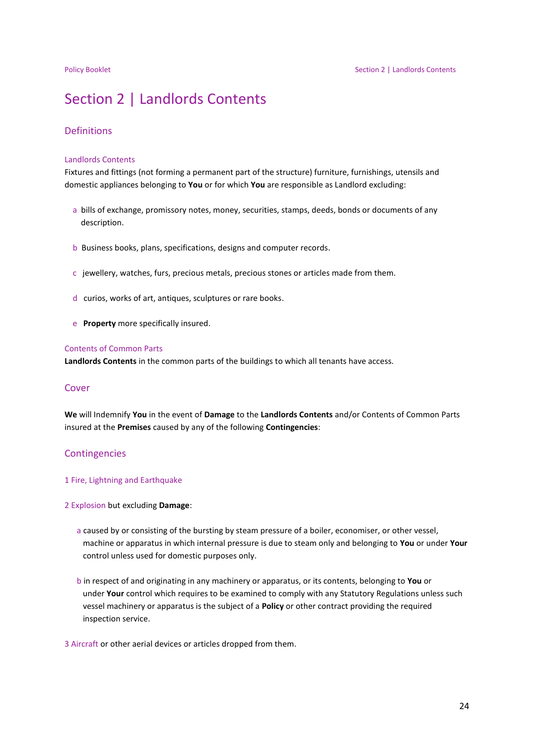# Section 2 | Landlords Contents

## Definitions

### Landlords Contents

Fixtures and fittings (not forming a permanent part of the structure) furniture, furnishings, utensils and domestic appliances belonging to **You** or for which **You** are responsible as Landlord excluding:

a bills of exchange, promissory notes, money, securities, stamps, deeds, bonds or documents of any description.

b Business books, plans, specifications, designs and computer records.

c jewellery, watches, furs, precious metals, precious stones or articles made from them.

d curios, works of art, antiques, sculptures or rare books.

e **Property** more specifically insured.

### Contents of Common Parts

**Landlords Contents** in the common parts of the buildings to which all tenants have access.

## Cover

**We** will Indemnify **You** in the event of **Damage** to the **Landlords Contents** and/or Contents of Common Parts insured at the **Premises** caused by any of the following **Contingencies**:

## Contingencies

1 Fire, Lightning and Earthquake

2 Explosion but excluding **Damage**:

a caused by or consisting of the bursting by steam pressure of a boiler, economiser, or other vessel, machine or apparatus in which internal pressure is due to steam only and belonging to **You** or under **Your** control unless used for domestic purposes only.

b in respect of and originating in any machinery or apparatus, or its contents, belonging to **You** or under **Your** control which requires to be examined to comply with any Statutory Regulations unless such vessel machinery or apparatus is the subject of a **Policy** or other contract providing the required inspection service.

3 Aircraft or other aerial devices or articles dropped from them.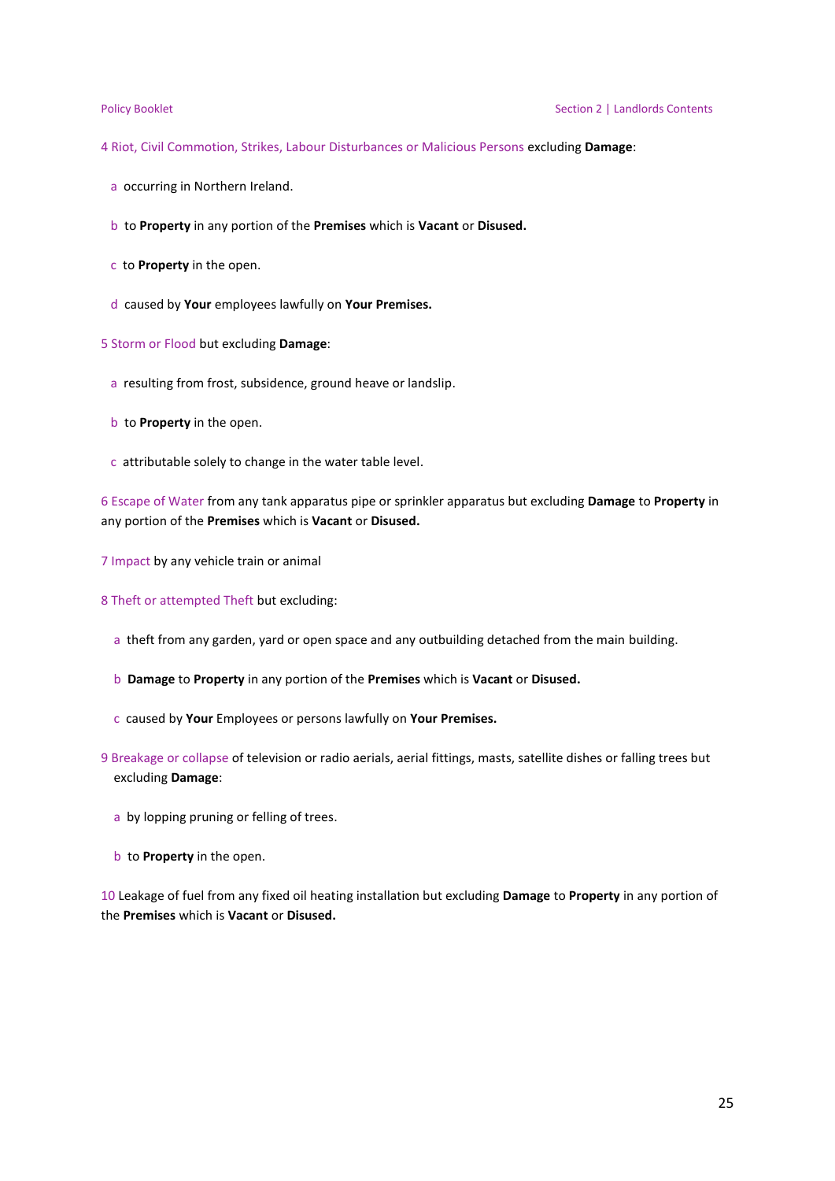4 Riot, Civil Commotion, Strikes, Labour Disturbances or Malicious Persons excluding **Damage**:

- a occurring in Northern Ireland.
- b to **Property** in any portion of the **Premises** which is **Vacant** or **Disused.**
- c to **Property** in the open.
- d caused by **Your** employees lawfully on **Your Premises.**

5 Storm or Flood but excluding **Damage**:

- a resulting from frost, subsidence, ground heave or landslip.
- b to **Property** in the open.
- c attributable solely to change in the water table level.

6 Escape of Water from any tank apparatus pipe or sprinkler apparatus but excluding **Damage** to **Property** in any portion of the **Premises** which is **Vacant** or **Disused.**

7 Impact by any vehicle train or animal

8 Theft or attempted Theft but excluding:

- a theft from any garden, yard or open space and any outbuilding detached from the main building.
- b **Damage** to **Property** in any portion of the **Premises** which is **Vacant** or **Disused.**
- c caused by **Your** Employees or persons lawfully on **Your Premises.**

9 Breakage or collapse of television or radio aerials, aerial fittings, masts, satellite dishes or falling trees but excluding **Damage**:

- a by lopping pruning or felling of trees.
- b to **Property** in the open.

10 Leakage of fuel from any fixed oil heating installation but excluding **Damage** to **Property** in any portion of the **Premises** which is **Vacant** or **Disused.**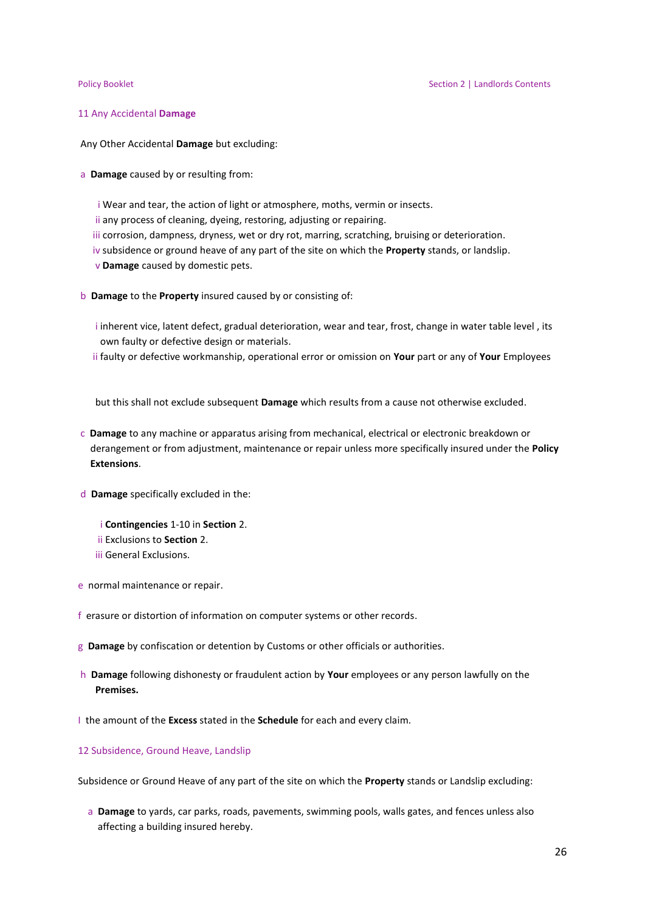### 11 Any Accidental **Damage**

Any Other Accidental **Damage** but excluding:

a **Damage** caused by or resulting from:

- i Wear and tear, the action of light or atmosphere, moths, vermin or insects.
- ii any process of cleaning, dyeing, restoring, adjusting or repairing.
- iii corrosion, dampness, dryness, wet or dry rot, marring, scratching, bruising or deterioration.
- iv subsidence or ground heave of any part of the site on which the **Property** stands, or landslip.
- v **Damage** caused by domestic pets.

b **Damage** to the **Property** insured caused by or consisting of:

- i inherent vice, latent defect, gradual deterioration, wear and tear, frost, change in water table level , its own faulty or defective design or materials.
- ii faulty or defective workmanship, operational error or omission on **Your** part or any of **Your** Employees

but this shall not exclude subsequent **Damage** which results from a cause not otherwise excluded.

c **Damage** to any machine or apparatus arising from mechanical, electrical or electronic breakdown or derangement or from adjustment, maintenance or repair unless more specifically insured under the **Policy Extensions**.

d **Damage** specifically excluded in the:

- i **Contingencies** 1-10 in **Section** 2.
- ii Exclusions to **Section** 2.
- iii General Exclusions.

e normal maintenance or repair.

f erasure or distortion of information on computer systems or other records.

g **Damage** by confiscation or detention by Customs or other officials or authorities.

h **Damage** following dishonesty or fraudulent action by **Your** employees or any person lawfully on the **Premises.**

I the amount of the **Excess** stated in the **Schedule** for each and every claim.

### 12 Subsidence, Ground Heave, Landslip

Subsidence or Ground Heave of any part of the site on which the **Property** stands or Landslip excluding:

a **Damage** to yards, car parks, roads, pavements, swimming pools, walls gates, and fences unless also affecting a building insured hereby.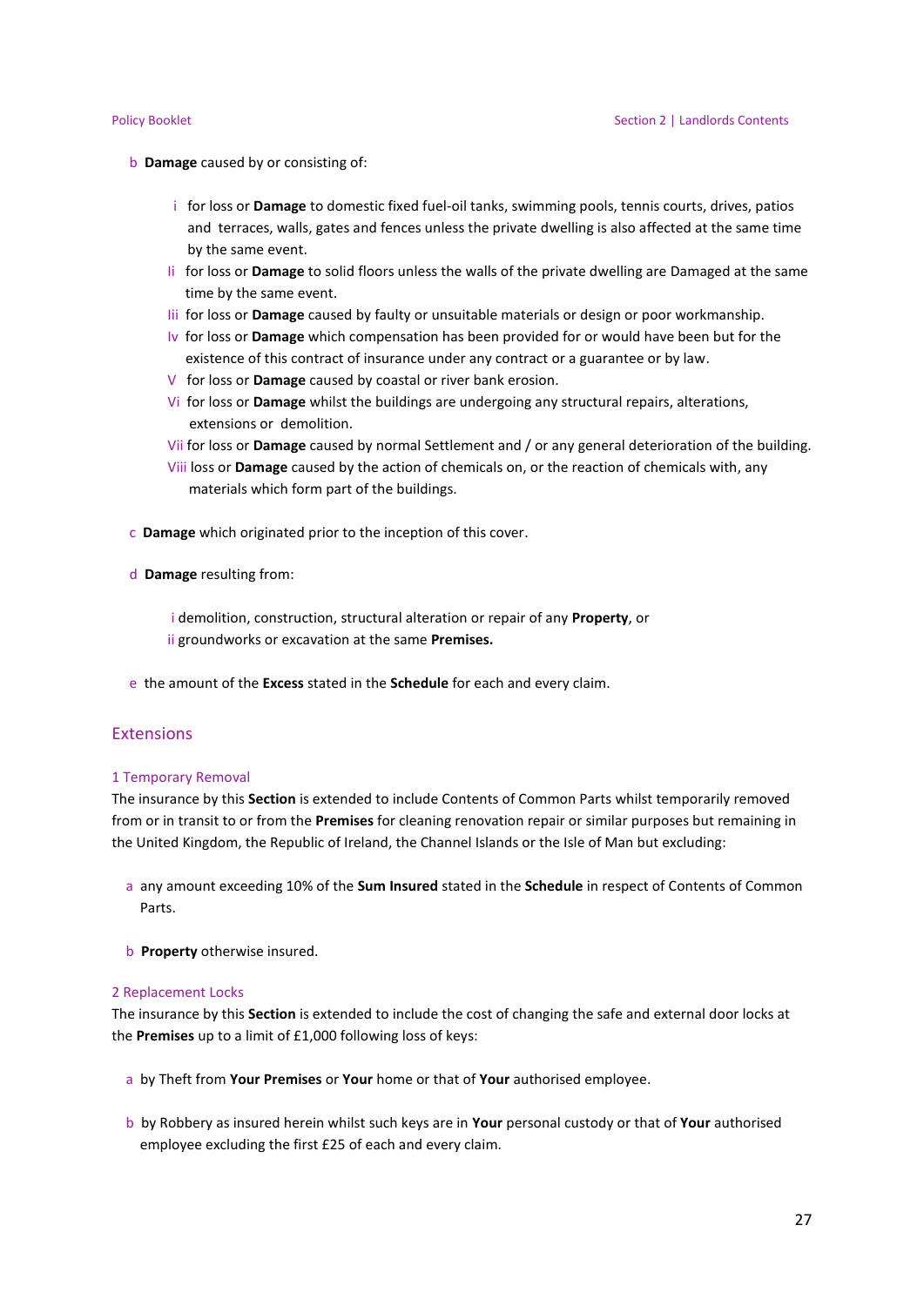b **Damage** caused by or consisting of:

- i for loss or **Damage** to domestic fixed fuel-oil tanks, swimming pools, tennis courts, drives, patios and terraces, walls, gates and fences unless the private dwelling is also affected at the same time by the same event.
- Ii for loss or **Damage** to solid floors unless the walls of the private dwelling are Damaged at the same time by the same event.
- Iii for loss or **Damage** caused by faulty or unsuitable materials or design or poor workmanship.
- Iv for loss or **Damage** which compensation has been provided for or would have been but for the existence of this contract of insurance under any contract or a guarantee or by law.
- V for loss or **Damage** caused by coastal or river bank erosion.
- Vi for loss or **Damage** whilst the buildings are undergoing any structural repairs, alterations, extensions or demolition.
- Vii for loss or **Damage** caused by normal Settlement and / or any general deterioration of the building.
- Viii loss or **Damage** caused by the action of chemicals on, or the reaction of chemicals with, any materials which form part of the buildings.

c **Damage** which originated prior to the inception of this cover.

d **Damage** resulting from:

- i demolition, construction, structural alteration or repair of any **Property**, or
- ii groundworks or excavation at the same **Premises.**

e the amount of the **Excess** stated in the **Schedule** for each and every claim.

## Extensions

### 1 Temporary Removal

The insurance by this **Section** is extended to include Contents of Common Parts whilst temporarily removed from or in transit to or from the **Premises** for cleaning renovation repair or similar purposes but remaining in the United Kingdom, the Republic of Ireland, the Channel Islands or the Isle of Man but excluding:

a any amount exceeding 10% of the **Sum Insured** stated in the **Schedule** in respect of Contents of Common Parts.

b **Property** otherwise insured.

### 2 Replacement Locks

The insurance by this **Section** is extended to include the cost of changing the safe and external door locks at the **Premises** up to a limit of £1,000 following loss of keys:

a by Theft from **Your Premises** or **Your** home or that of **Your** authorised employee.

b by Robbery as insured herein whilst such keys are in **Your** personal custody or that of **Your** authorised employee excluding the first £25 of each and every claim.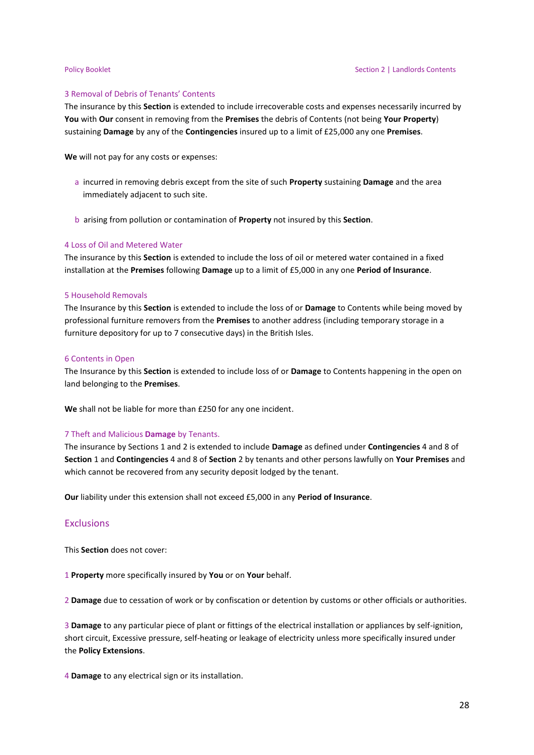### 3 Removal of Debris of Tenants' Contents

The insurance by this **Section** is extended to include irrecoverable costs and expenses necessarily incurred by **You** with **Our** consent in removing from the **Premises** the debris of Contents (not being **Your Property**) sustaining **Damage** by any of the **Contingencies** insured up to a limit of £25,000 any one **Premises**.

**We** will not pay for any costs or expenses:

a incurred in removing debris except from the site of such **Property** sustaining **Damage** and the area immediately adjacent to such site.

b arising from pollution or contamination of **Property** not insured by this **Section**.

### 4 Loss of Oil and Metered Water

The insurance by this **Section** is extended to include the loss of oil or metered water contained in a fixed installation at the **Premises** following **Damage** up to a limit of £5,000 in any one **Period of Insurance**.

### 5 Household Removals

The Insurance by this **Section** is extended to include the loss of or **Damage** to Contents while being moved by professional furniture removers from the **Premises** to another address (including temporary storage in a furniture depository for up to 7 consecutive days) in the British Isles.

### 6 Contents in Open

The Insurance by this **Section** is extended to include loss of or **Damage** to Contents happening in the open on land belonging to the **Premises**.

**We** shall not be liable for more than £250 for any one incident.

### 7 Theft and Malicious **Damage** by Tenants.

The insurance by Sections 1 and 2 is extended to include **Damage** as defined under **Contingencies** 4 and 8 of **Section** 1 and **Contingencies** 4 and 8 of **Section** 2 by tenants and other persons lawfully on **Your Premises** and which cannot be recovered from any security deposit lodged by the tenant.

**Our** liability under this extension shall not exceed £5,000 in any **Period of Insurance**.

## Exclusions

This **Section** does not cover:

1 **Property** more specifically insured by **You** or on **Your** behalf.

2 **Damage** due to cessation of work or by confiscation or detention by customs or other officials or authorities.

3 **Damage** to any particular piece of plant or fittings of the electrical installation or appliances by self-ignition, short circuit, Excessive pressure, self-heating or leakage of electricity unless more specifically insured under the **Policy Extensions**.

4 **Damage** to any electrical sign or its installation.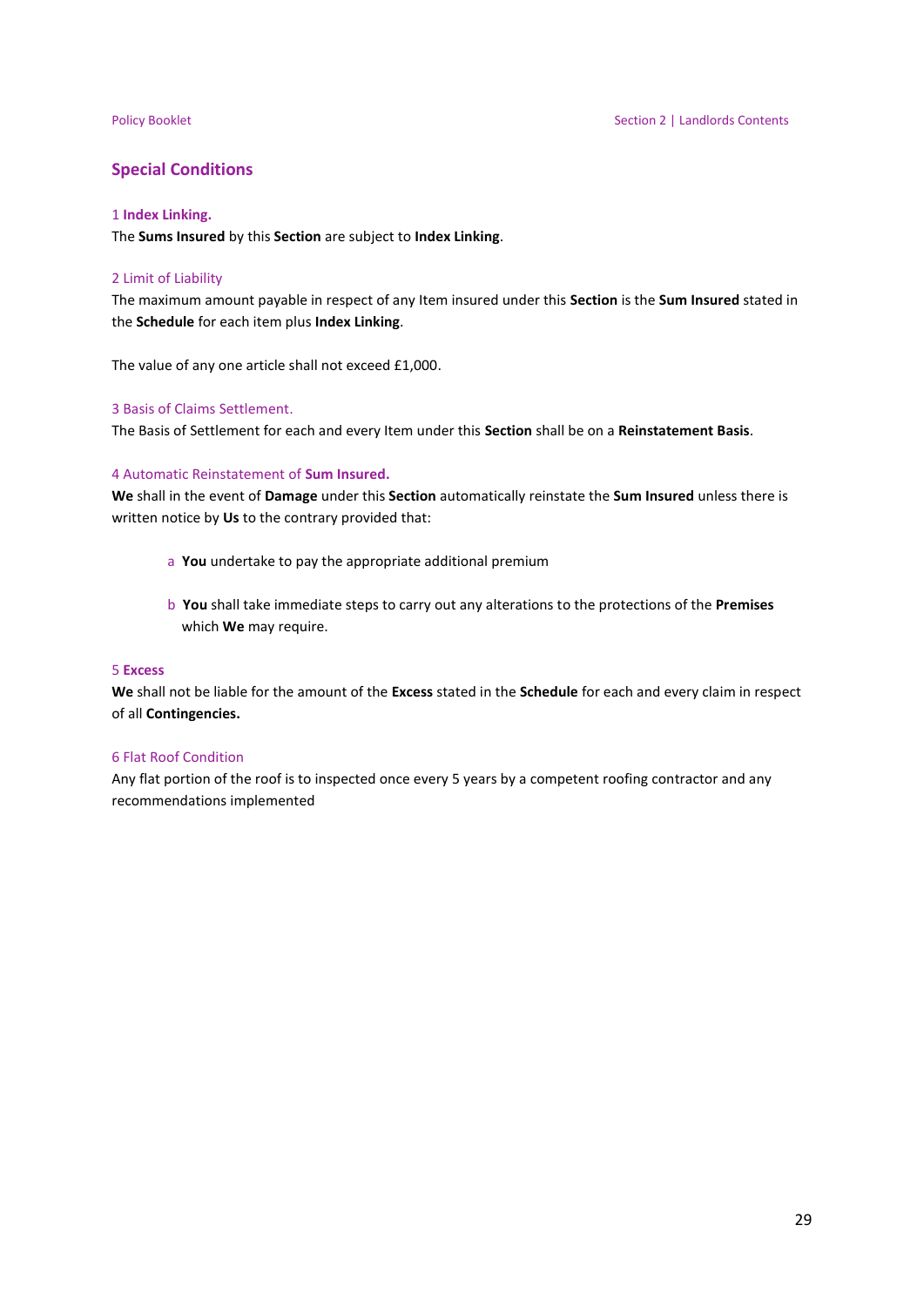## Special Conditions

### 1 **Index Linking.**

The **Sums Insured** by this **Section** are subject to **Index Linking**.

### 2 Limit of Liability

The maximum amount payable in respect of any Item insured under this **Section** is the **Sum Insured** stated in the **Schedule** for each item plus **Index Linking**.

The value of any one article shall not exceed £1,000.

### 3 Basis of Claims Settlement.

The Basis of Settlement for each and every Item under this **Section** shall be on a **Reinstatement Basis**.

### 4 Automatic Reinstatement of **Sum Insured.**

**We** shall in the event of **Damage** under this **Section** automatically reinstate the **Sum Insured** unless there is written notice by **Us** to the contrary provided that:

a **You** undertake to pay the appropriate additional premium

b **You** shall take immediate steps to carry out any alterations to the protections of the **Premises** which **We** may require.

### 5 **Excess**

**We** shall not be liable for the amount of the **Excess** stated in the **Schedule** for each and every claim in respect of all **Contingencies.**

### 6 Flat Roof Condition

Any flat portion of the roof is to inspected once every 5 years by a competent roofing contractor and any recommendations implemented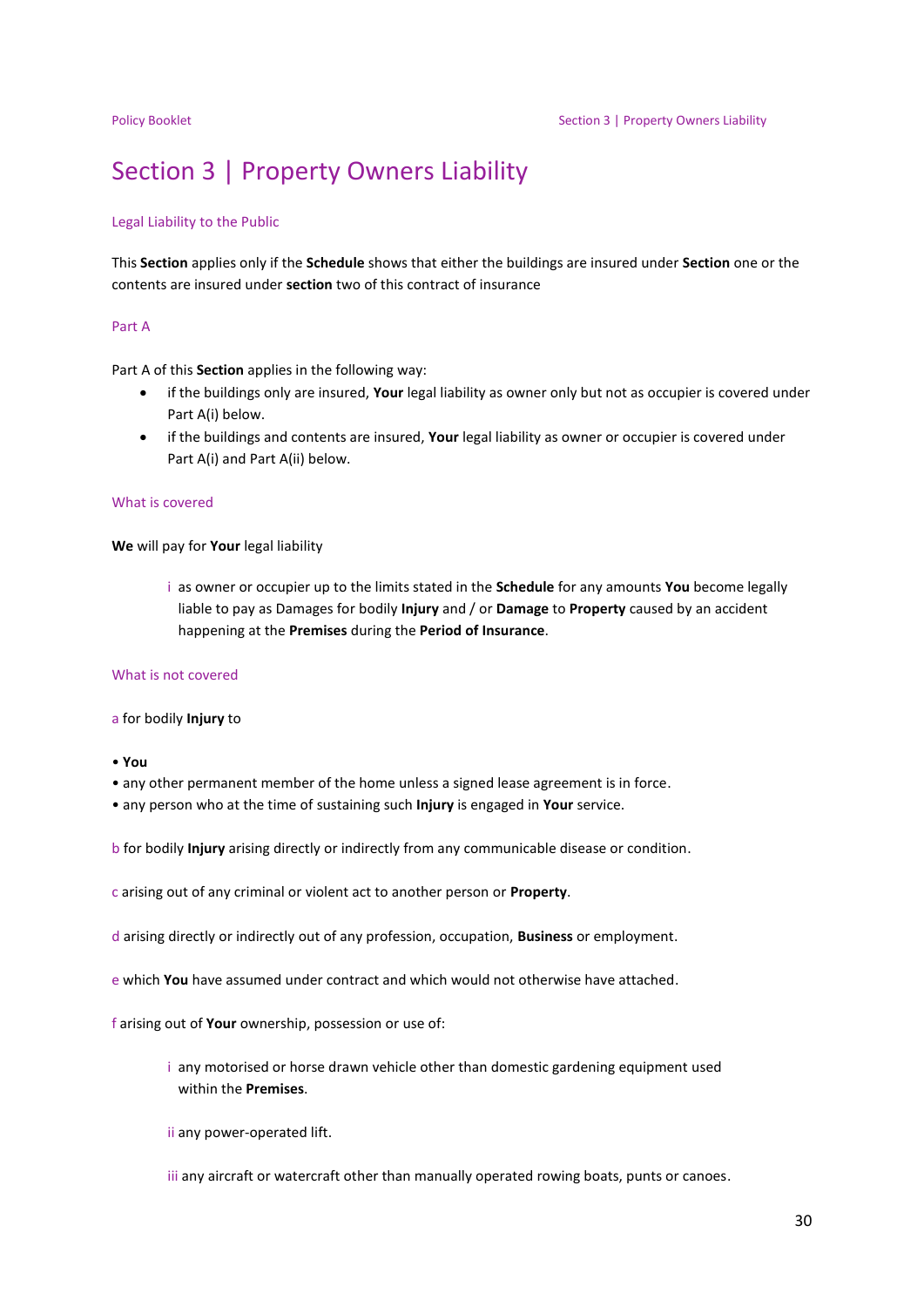# Section 3 | Property Owners Liability

## Legal Liability to the Public

This **Section** applies only if the **Schedule** shows that either the buildings are insured under **Section** one or the contents are insured under **section** two of this contract of insurance

### Part A

Part A of this **Section** applies in the following way:

- if the buildings only are insured, **Your** legal liability as owner only but not as occupier is covered under Part A(i) below.
- if the buildings and contents are insured, **Your** legal liability as owner or occupier is covered under Part A(i) and Part A(ii) below.

### What is covered

**We** will pay for **Your** legal liability

i as owner or occupier up to the limits stated in the **Schedule** for any amounts **You** become legally liable to pay as Damages for bodily **Injury** and / or **Damage** to **Property** caused by an accident happening at the **Premises** during the **Period of Insurance**.

### What is not covered

a for bodily **Injury** to

- **You**
- any other permanent member of the home unless a signed lease agreement is in force.
- any person who at the time of sustaining such **Injury** is engaged in **Your** service.

b for bodily **Injury** arising directly or indirectly from any communicable disease or condition.

c arising out of any criminal or violent act to another person or **Property**.

d arising directly or indirectly out of any profession, occupation, **Business** or employment.

e which **You** have assumed under contract and which would not otherwise have attached.

f arising out of **Your** ownership, possession or use of:

i any motorised or horse drawn vehicle other than domestic gardening equipment used within the **Premises**.

ii any power-operated lift.

iii any aircraft or watercraft other than manually operated rowing boats, punts or canoes.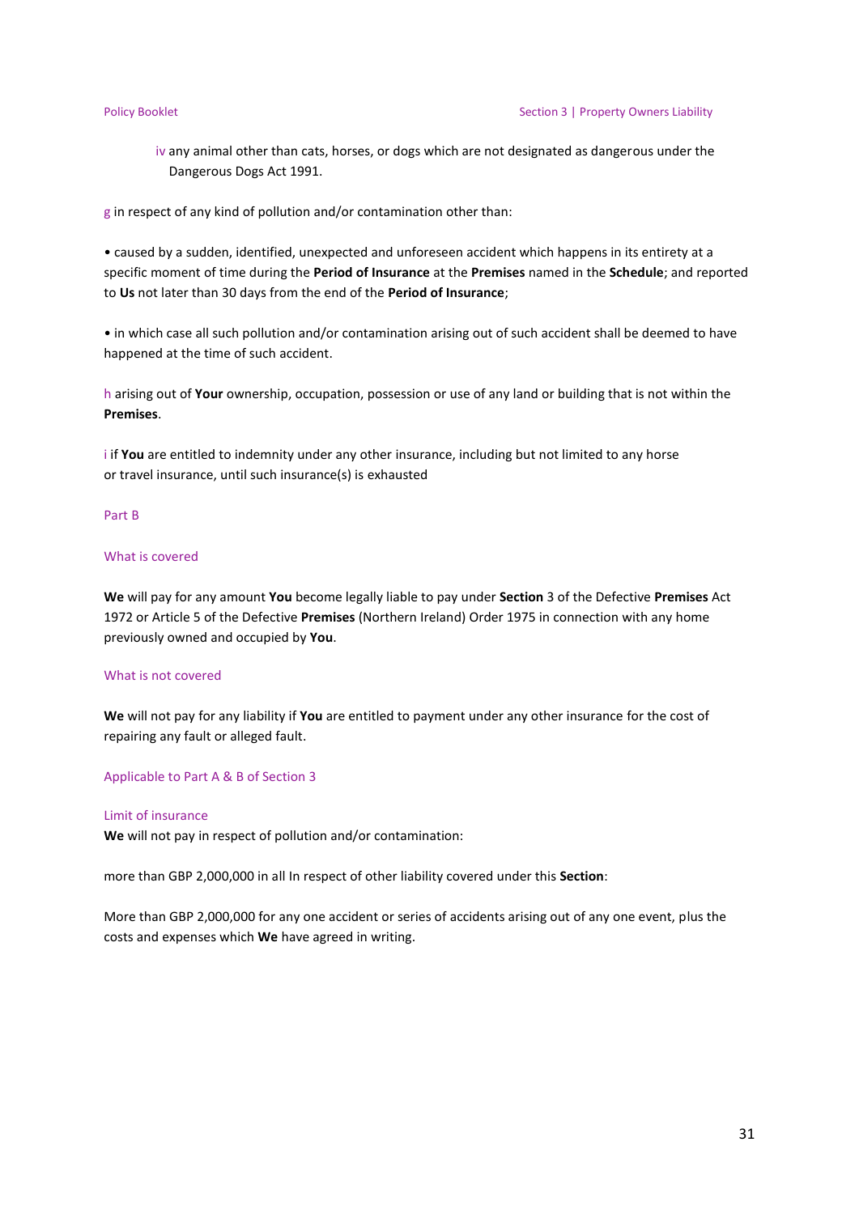iv any animal other than cats, horses, or dogs which are not designated as dangerous under the Dangerous Dogs Act 1991.

g in respect of any kind of pollution and/or contamination other than:

- caused by a sudden, identified, unexpected and unforeseen accident which happens in its entirety at a specific moment of time during the **Period of Insurance** at the **Premises** named in the **Schedule**; and reported to **Us** not later than 30 days from the end of the **Period of Insurance**;

- in which case all such pollution and/or contamination arising out of such accident shall be deemed to have happened at the time of such accident.

h arising out of **Your** ownership, occupation, possession or use of any land or building that is not within the **Premises**.

i if **You** are entitled to indemnity under any other insurance, including but not limited to any horse or travel insurance, until such insurance(s) is exhausted

## Part B

### What is covered

**We** will pay for any amount **You** become legally liable to pay under **Section** 3 of the Defective **Premises** Act 1972 or Article 5 of the Defective **Premises** (Northern Ireland) Order 1975 in connection with any home previously owned and occupied by **You**.

### What is not covered

**We** will not pay for any liability if **You** are entitled to payment under any other insurance for the cost of repairing any fault or alleged fault.

## Applicable to Part A & B of Section 3

### Limit of insurance

**We** will not pay in respect of pollution and/or contamination:

more than GBP 2,000,000 in all In respect of other liability covered under this **Section**:

More than GBP 2,000,000 for any one accident or series of accidents arising out of any one event, plus the costs and expenses which **We** have agreed in writing.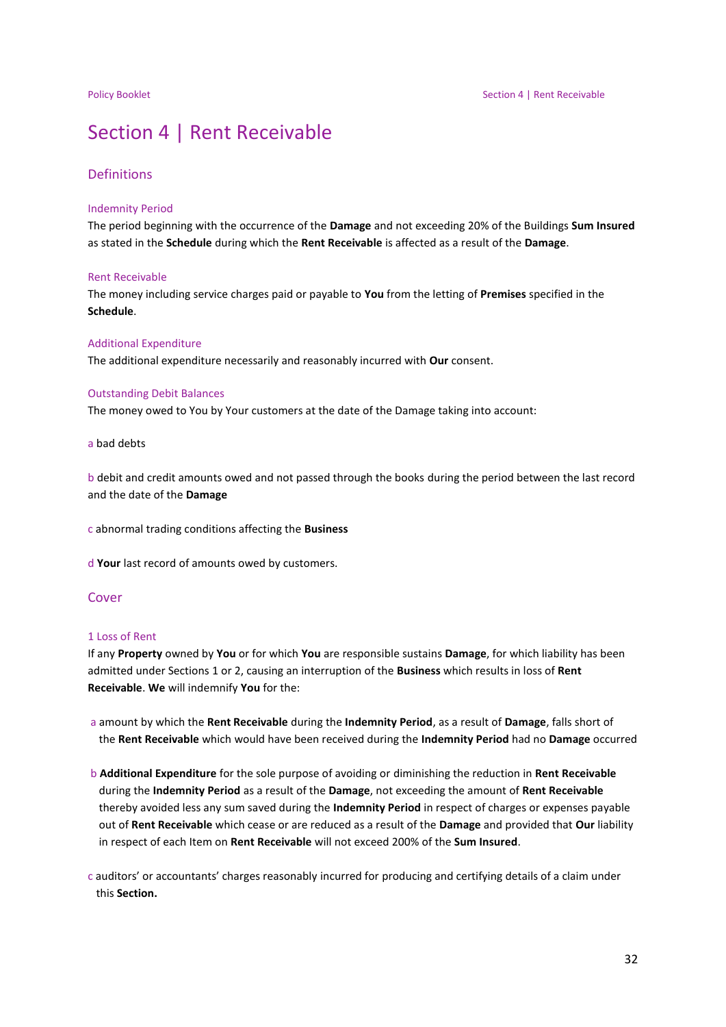# Section 4 | Rent Receivable

## Definitions

### Indemnity Period

The period beginning with the occurrence of the **Damage** and not exceeding 20% of the Buildings **Sum Insured** as stated in the **Schedule** during which the **Rent Receivable** is affected as a result of the **Damage**.

### Rent Receivable

The money including service charges paid or payable to **You** from the letting of **Premises** specified in the **Schedule**.

### Additional Expenditure

The additional expenditure necessarily and reasonably incurred with **Our** consent.

### Outstanding Debit Balances

The money owed to You by Your customers at the date of the Damage taking into account:

a bad debts

b debit and credit amounts owed and not passed through the books during the period between the last record and the date of the **Damage**

c abnormal trading conditions affecting the **Business**

d **Your** last record of amounts owed by customers.

## Cover

### 1 Loss of Rent

If any **Property** owned by **You** or for which **You** are responsible sustains **Damage**, for which liability has been admitted under Sections 1 or 2, causing an interruption of the **Business** which results in loss of **Rent Receivable**. **We** will indemnify **You** for the:

a amount by which the **Rent Receivable** during the **Indemnity Period**, as a result of **Damage**, falls short of the **Rent Receivable** which would have been received during the **Indemnity Period** had no **Damage** occurred

b **Additional Expenditure** for the sole purpose of avoiding or diminishing the reduction in **Rent Receivable** during the **Indemnity Period** as a result of the **Damage**, not exceeding the amount of **Rent Receivable** thereby avoided less any sum saved during the **Indemnity Period** in respect of charges or expenses payable out of **Rent Receivable** which cease or are reduced as a result of the **Damage** and provided that **Our** liability in respect of each Item on **Rent Receivable** will not exceed 200% of the **Sum Insured**.

c auditors' or accountants' charges reasonably incurred for producing and certifying details of a claim under this **Section.**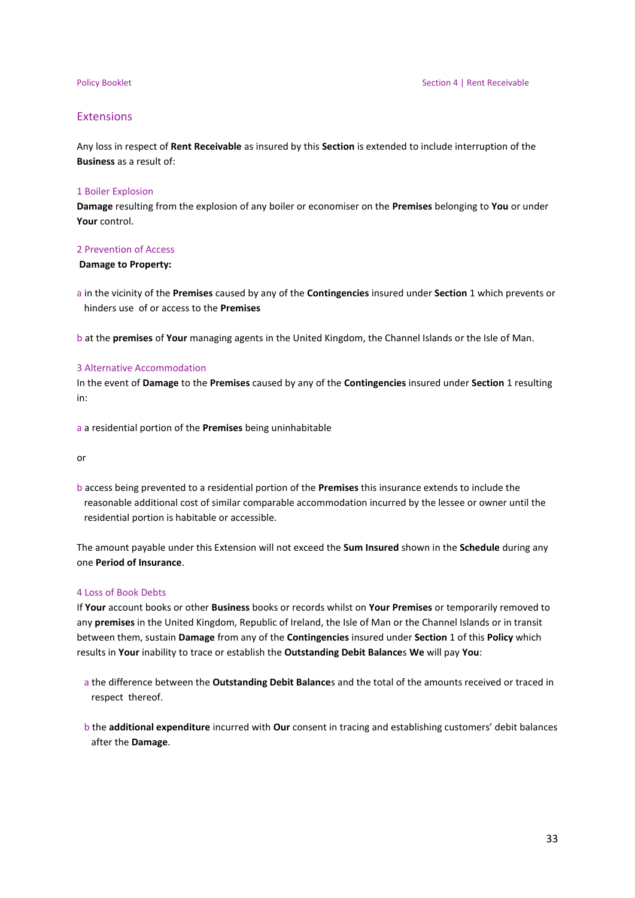## Extensions

Any loss in respect of **Rent Receivable** as insured by this **Section** is extended to include interruption of the **Business** as a result of:

### 1 Boiler Explosion

**Damage** resulting from the explosion of any boiler or economiser on the **Premises** belonging to **You** or under **Your** control.

### 2 Prevention of Access

**Damage to Property:**

a in the vicinity of the **Premises** caused by any of the **Contingencies** insured under **Section** 1 which prevents or hinders use of or access to the **Premises**

b at the **premises** of **Your** managing agents in the United Kingdom, the Channel Islands or the Isle of Man.

### 3 Alternative Accommodation

In the event of **Damage** to the **Premises** caused by any of the **Contingencies** insured under **Section** 1 resulting in:

a a residential portion of the **Premises** being uninhabitable

or

b access being prevented to a residential portion of the **Premises** this insurance extends to include the reasonable additional cost of similar comparable accommodation incurred by the lessee or owner until the residential portion is habitable or accessible.

The amount payable under this Extension will not exceed the **Sum Insured** shown in the **Schedule** during any one **Period of Insurance**.

### 4 Loss of Book Debts

If **Your** account books or other **Business** books or records whilst on **Your Premises** or temporarily removed to any **premises** in the United Kingdom, Republic of Ireland, the Isle of Man or the Channel Islands or in transit between them, sustain **Damage** from any of the **Contingencies** insured under **Section** 1 of this **Policy** which results in **Your** inability to trace or establish the **Outstanding Debit Balance**s **We** will pay **You**:

a the difference between the **Outstanding Debit Balance**s and the total of the amounts received or traced in respect thereof.

b the **additional expenditure** incurred with **Our** consent in tracing and establishing customers' debit balances after the **Damage**.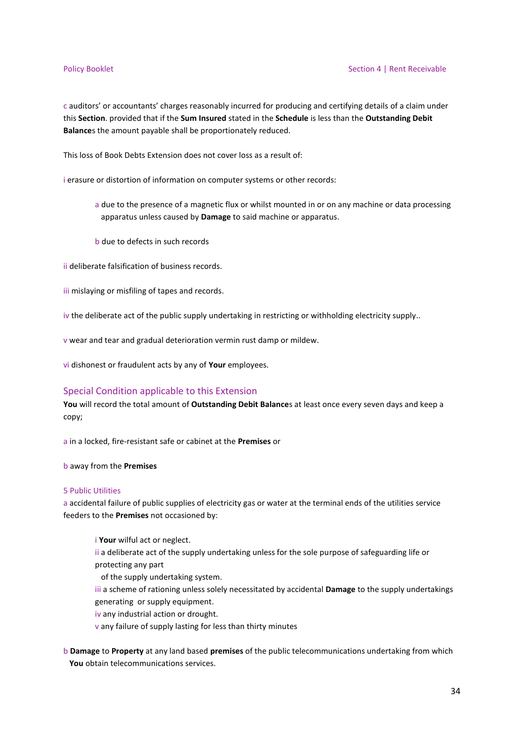c auditors' or accountants' charges reasonably incurred for producing and certifying details of a claim under this **Section**. provided that if the **Sum Insured** stated in the **Schedule** is less than the **Outstanding Debit Balance**s the amount payable shall be proportionately reduced.

This loss of Book Debts Extension does not cover loss as a result of:

i erasure or distortion of information on computer systems or other records:

> a due to the presence of a magnetic flux or whilst mounted in or on any machine or data processing apparatus unless caused by **Damage** to said machine or apparatus.
>
> b due to defects in such records

ii deliberate falsification of business records.

iii mislaying or misfiling of tapes and records.

iv the deliberate act of the public supply undertaking in restricting or withholding electricity supply..

v wear and tear and gradual deterioration vermin rust damp or mildew.

vi dishonest or fraudulent acts by any of **Your** employees.

## Special Condition applicable to this Extension

**You** will record the total amount of **Outstanding Debit Balance**s at least once every seven days and keep a copy;

a in a locked, fire-resistant safe or cabinet at the **Premises** or

b away from the **Premises**

### 5 Public Utilities

a accidental failure of public supplies of electricity gas or water at the terminal ends of the utilities service feeders to the **Premises** not occasioned by:

> i **Your** wilful act or neglect.
> ii a deliberate act of the supply undertaking unless for the sole purpose of safeguarding life or protecting any part of the supply undertaking system.
> iii a scheme of rationing unless solely necessitated by accidental **Damage** to the supply undertakings generating or supply equipment.
> iv any industrial action or drought.
> v any failure of supply lasting for less than thirty minutes

b **Damage** to **Property** at any land based **premises** of the public telecommunications undertaking from which **You** obtain telecommunications services.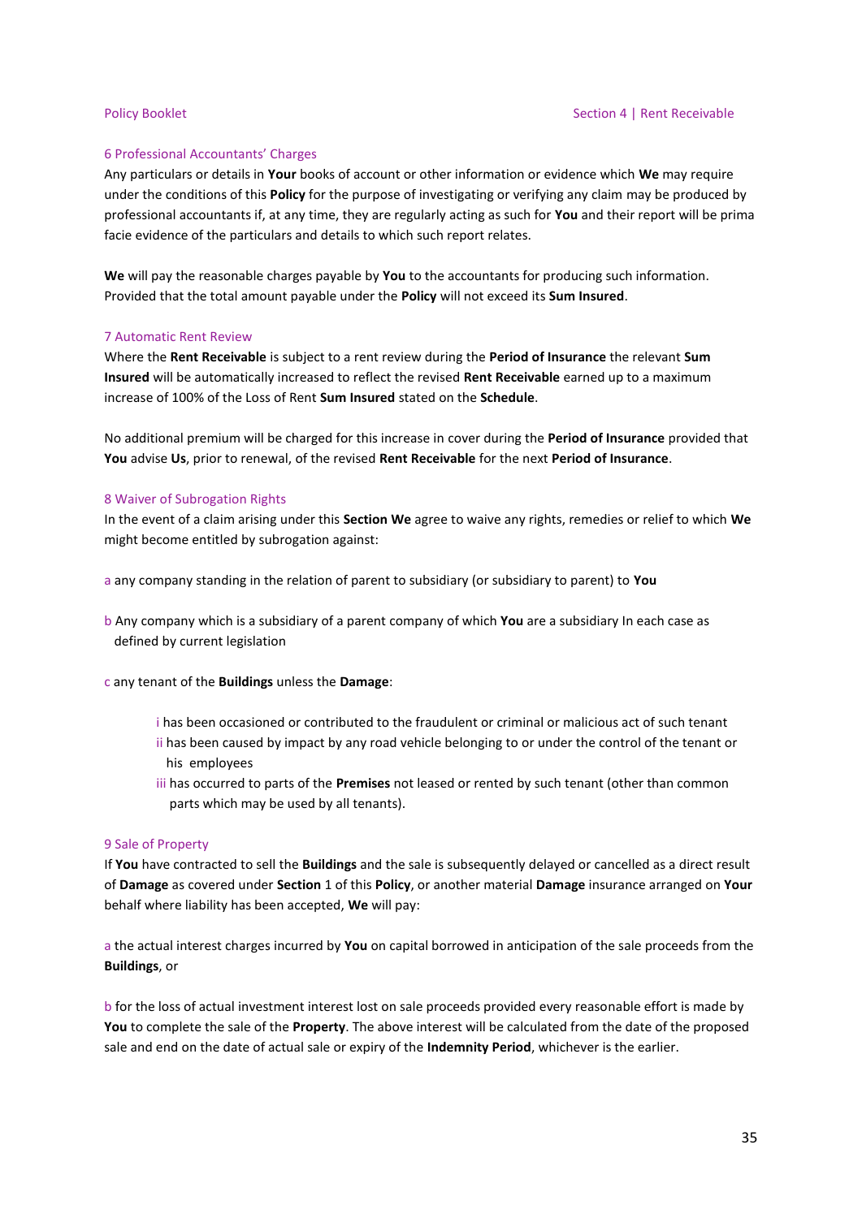### 6 Professional Accountants' Charges

Any particulars or details in **Your** books of account or other information or evidence which **We** may require under the conditions of this **Policy** for the purpose of investigating or verifying any claim may be produced by professional accountants if, at any time, they are regularly acting as such for **You** and their report will be prima facie evidence of the particulars and details to which such report relates.

**We** will pay the reasonable charges payable by **You** to the accountants for producing such information. Provided that the total amount payable under the **Policy** will not exceed its **Sum Insured**.

### 7 Automatic Rent Review

Where the **Rent Receivable** is subject to a rent review during the **Period of Insurance** the relevant **Sum Insured** will be automatically increased to reflect the revised **Rent Receivable** earned up to a maximum increase of 100% of the Loss of Rent **Sum Insured** stated on the **Schedule**.

No additional premium will be charged for this increase in cover during the **Period of Insurance** provided that **You** advise **Us**, prior to renewal, of the revised **Rent Receivable** for the next **Period of Insurance**.

### 8 Waiver of Subrogation Rights

In the event of a claim arising under this **Section We** agree to waive any rights, remedies or relief to which **We** might become entitled by subrogation against:

a any company standing in the relation of parent to subsidiary (or subsidiary to parent) to **You**

b Any company which is a subsidiary of a parent company of which **You** are a subsidiary In each case as defined by current legislation

c any tenant of the **Buildings** unless the **Damage**:

- i has been occasioned or contributed to the fraudulent or criminal or malicious act of such tenant
- ii has been caused by impact by any road vehicle belonging to or under the control of the tenant or his employees
- iii has occurred to parts of the **Premises** not leased or rented by such tenant (other than common parts which may be used by all tenants).

### 9 Sale of Property

If **You** have contracted to sell the **Buildings** and the sale is subsequently delayed or cancelled as a direct result of **Damage** as covered under **Section** 1 of this **Policy**, or another material **Damage** insurance arranged on **Your** behalf where liability has been accepted, **We** will pay:

a the actual interest charges incurred by **You** on capital borrowed in anticipation of the sale proceeds from the **Buildings**, or

b for the loss of actual investment interest lost on sale proceeds provided every reasonable effort is made by **You** to complete the sale of the **Property**. The above interest will be calculated from the date of the proposed sale and end on the date of actual sale or expiry of the **Indemnity Period**, whichever is the earlier.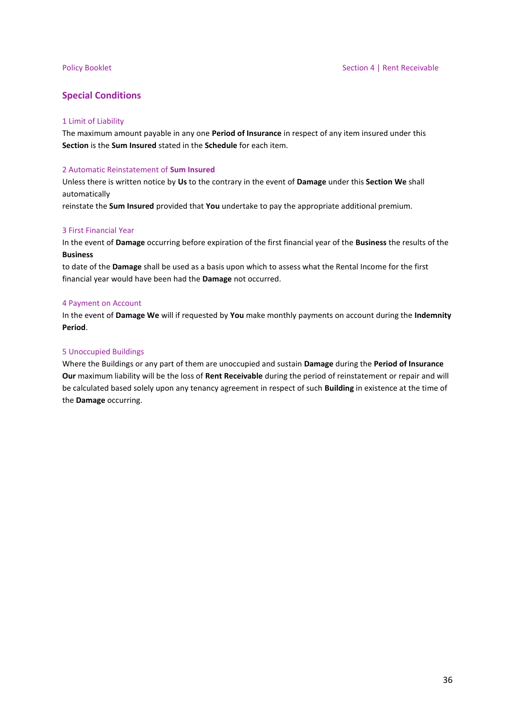## Special Conditions

### 1 Limit of Liability

The maximum amount payable in any one **Period of Insurance** in respect of any item insured under this **Section** is the **Sum Insured** stated in the **Schedule** for each item.

### 2 Automatic Reinstatement of **Sum Insured**

Unless there is written notice by **Us** to the contrary in the event of **Damage** under this **Section We** shall automatically
reinstate the **Sum Insured** provided that **You** undertake to pay the appropriate additional premium.

### 3 First Financial Year

In the event of **Damage** occurring before expiration of the first financial year of the **Business** the results of the **Business**
to date of the **Damage** shall be used as a basis upon which to assess what the Rental Income for the first financial year would have been had the **Damage** not occurred.

### 4 Payment on Account

In the event of **Damage We** will if requested by **You** make monthly payments on account during the **Indemnity Period**.

### 5 Unoccupied Buildings

Where the Buildings or any part of them are unoccupied and sustain **Damage** during the **Period of Insurance Our** maximum liability will be the loss of **Rent Receivable** during the period of reinstatement or repair and will be calculated based solely upon any tenancy agreement in respect of such **Building** in existence at the time of the **Damage** occurring.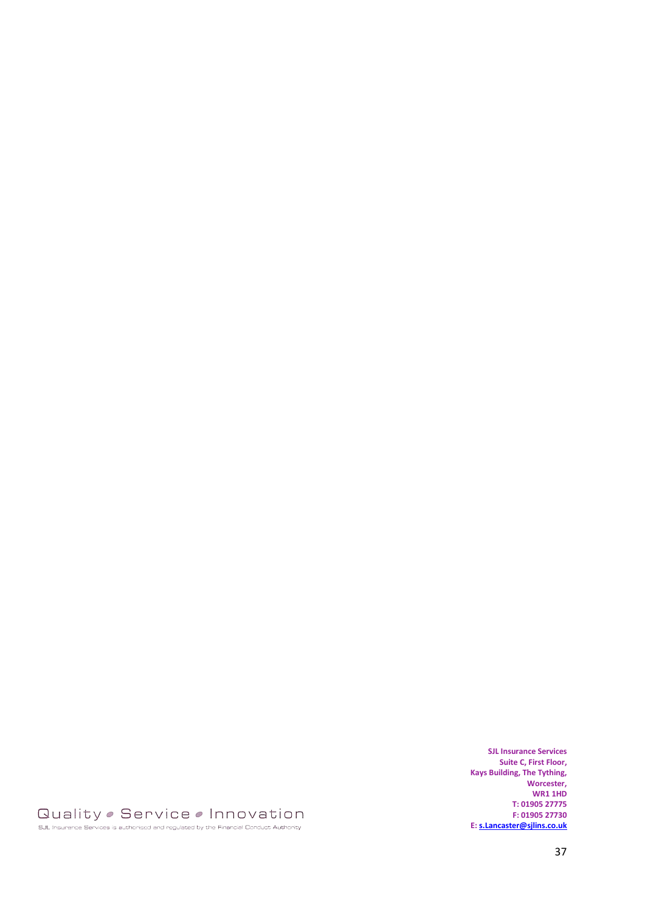**SJL Insurance Services**
**Suite C, First Floor,**
**Kays Building, The Tything,**
**Worcester,**
**WR1 1HD**
**T: 01905 27775**
**F: 01905 27730**
**E: s.Lancaster@sjlins.co.uk**

Quality • Service • Innovation

SJL Insurance Services is authorised and regulated by the Financial Conduct Authority